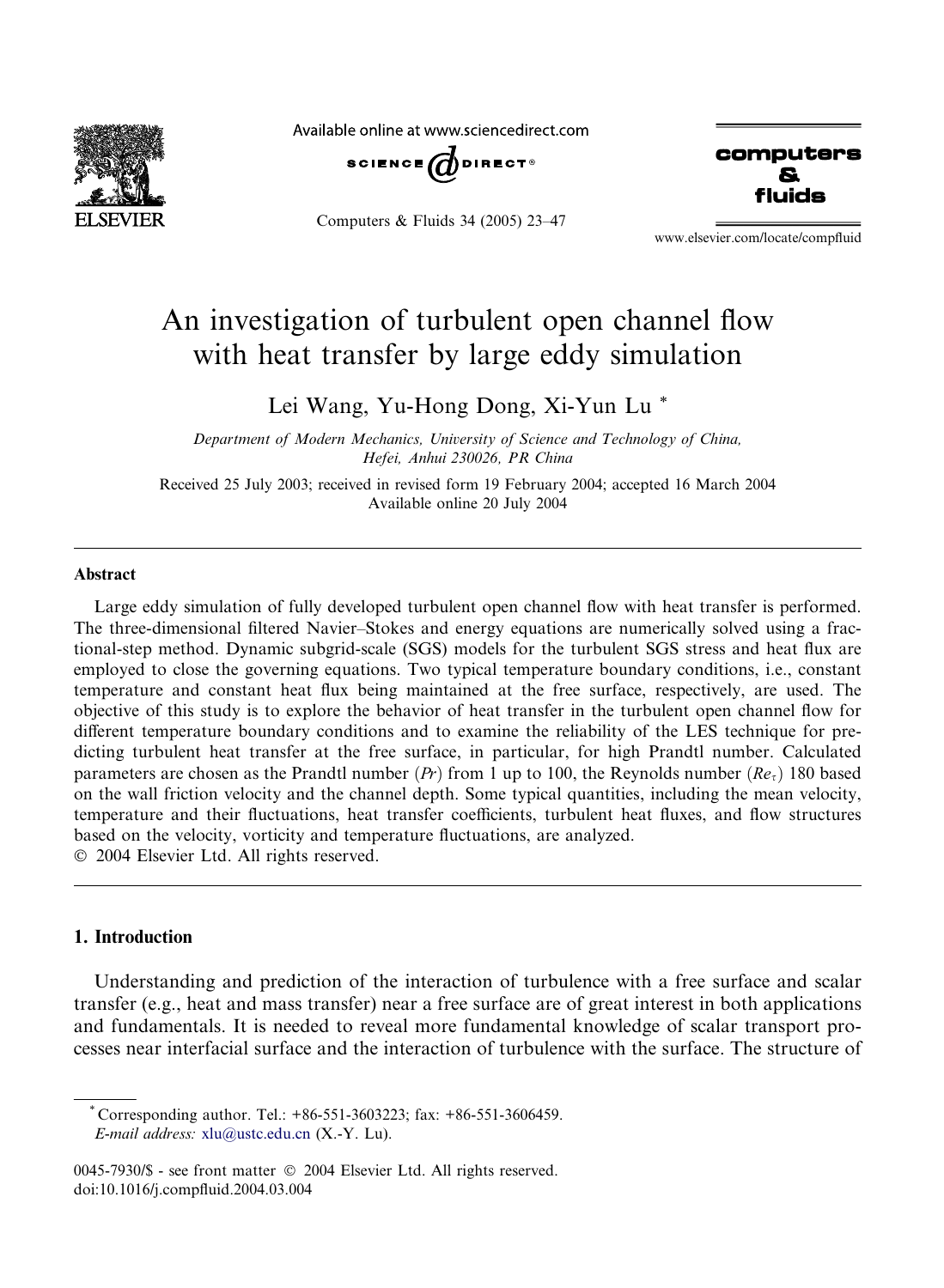# An investigation of turbulent open channel flow with heat transfer by large eddy simulation

Lei Wang, Yu-Hong Dong, Xi-Yun Lu *

*Department of Modern Mechanics, University of Science and Technology of China, Hefei, Anhui 230026, PR China*

Received 25 July 2003; received in revised form 19 February 2004; accepted 16 March 2004
Available online 20 July 2004

## Abstract

Large eddy simulation of fully developed turbulent open channel flow with heat transfer is performed. The three-dimensional filtered Navier–Stokes and energy equations are numerically solved using a fractional-step method. Dynamic subgrid-scale (SGS) models for the turbulent SGS stress and heat flux are employed to close the governing equations. Two typical temperature boundary conditions, i.e., constant temperature and constant heat flux being maintained at the free surface, respectively, are used. The objective of this study is to explore the behavior of heat transfer in the turbulent open channel flow for different temperature boundary conditions and to examine the reliability of the LES technique for predicting turbulent heat transfer at the free surface, in particular, for high Prandtl number. Calculated parameters are chosen as the Prandtl number ($Pr$) from 1 up to 100, the Reynolds number ($Re_\tau$) 180 based on the wall friction velocity and the channel depth. Some typical quantities, including the mean velocity, temperature and their fluctuations, heat transfer coefficients, turbulent heat fluxes, and flow structures based on the velocity, vorticity and temperature fluctuations, are analyzed.
© 2004 Elsevier Ltd. All rights reserved.

## 1. Introduction

Understanding and prediction of the interaction of turbulence with a free surface and scalar transfer (e.g., heat and mass transfer) near a free surface are of great interest in both applications and fundamentals. It is needed to reveal more fundamental knowledge of scalar transport processes near interfacial surface and the interaction of turbulence with the surface. The structure of

* Corresponding author. Tel.: +86-551-3603223; fax: +86-551-3606459.
*E-mail address:* xlu@ustc.edu.cn (X.-Y. Lu).

0045-7930/$ - see front matter © 2004 Elsevier Ltd. All rights reserved.
doi:10.1016/j.compfluid.2004.03.004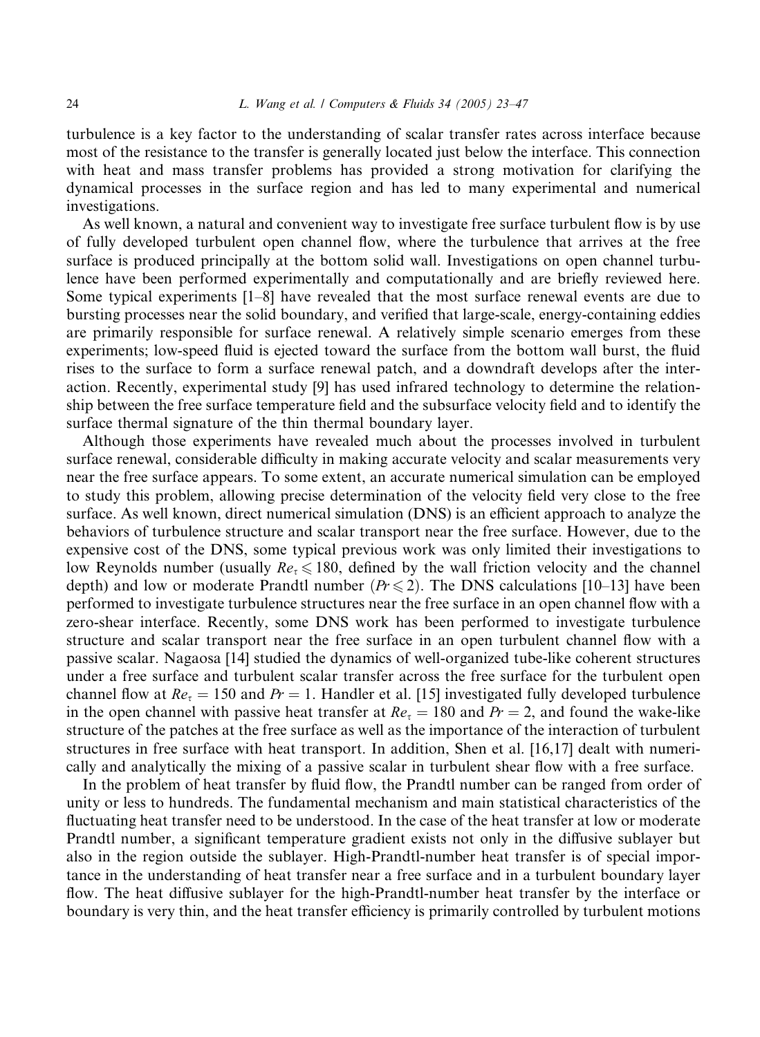turbulence is a key factor to the understanding of scalar transfer rates across interface because most of the resistance to the transfer is generally located just below the interface. This connection with heat and mass transfer problems has provided a strong motivation for clarifying the dynamical processes in the surface region and has led to many experimental and numerical investigations.

As well known, a natural and convenient way to investigate free surface turbulent flow is by use of fully developed turbulent open channel flow, where the turbulence that arrives at the free surface is produced principally at the bottom solid wall. Investigations on open channel turbulence have been performed experimentally and computationally and are briefly reviewed here. Some typical experiments [1–8] have revealed that the most surface renewal events are due to bursting processes near the solid boundary, and verified that large-scale, energy-containing eddies are primarily responsible for surface renewal. A relatively simple scenario emerges from these experiments; low-speed fluid is ejected toward the surface from the bottom wall burst, the fluid rises to the surface to form a surface renewal patch, and a downdraft develops after the interaction. Recently, experimental study [9] has used infrared technology to determine the relationship between the free surface temperature field and the subsurface velocity field and to identify the surface thermal signature of the thin thermal boundary layer.

Although those experiments have revealed much about the processes involved in turbulent surface renewal, considerable difficulty in making accurate velocity and scalar measurements very near the free surface appears. To some extent, an accurate numerical simulation can be employed to study this problem, allowing precise determination of the velocity field very close to the free surface. As well known, direct numerical simulation (DNS) is an efficient approach to analyze the behaviors of turbulence structure and scalar transport near the free surface. However, due to the expensive cost of the DNS, some typical previous work was only limited their investigations to low Reynolds number (usually $Re_\tau \leqslant 180$, defined by the wall friction velocity and the channel depth) and low or moderate Prandtl number ($Pr \leqslant 2$). The DNS calculations [10–13] have been performed to investigate turbulence structures near the free surface in an open channel flow with a zero-shear interface. Recently, some DNS work has been performed to investigate turbulence structure and scalar transport near the free surface in an open turbulent channel flow with a passive scalar. Nagaosa [14] studied the dynamics of well-organized tube-like coherent structures under a free surface and turbulent scalar transfer across the free surface for the turbulent open channel flow at $Re_\tau = 150$ and $Pr = 1$. Handler et al. [15] investigated fully developed turbulence in the open channel with passive heat transfer at $Re_\tau = 180$ and $Pr = 2$, and found the wake-like structure of the patches at the free surface as well as the importance of the interaction of turbulent structures in free surface with heat transport. In addition, Shen et al. [16,17] dealt with numerically and analytically the mixing of a passive scalar in turbulent shear flow with a free surface.

In the problem of heat transfer by fluid flow, the Prandtl number can be ranged from order of unity or less to hundreds. The fundamental mechanism and main statistical characteristics of the fluctuating heat transfer need to be understood. In the case of the heat transfer at low or moderate Prandtl number, a significant temperature gradient exists not only in the diffusive sublayer but also in the region outside the sublayer. High-Prandtl-number heat transfer is of special importance in the understanding of heat transfer near a free surface and in a turbulent boundary layer flow. The heat diffusive sublayer for the high-Prandtl-number heat transfer by the interface or boundary is very thin, and the heat transfer efficiency is primarily controlled by turbulent motions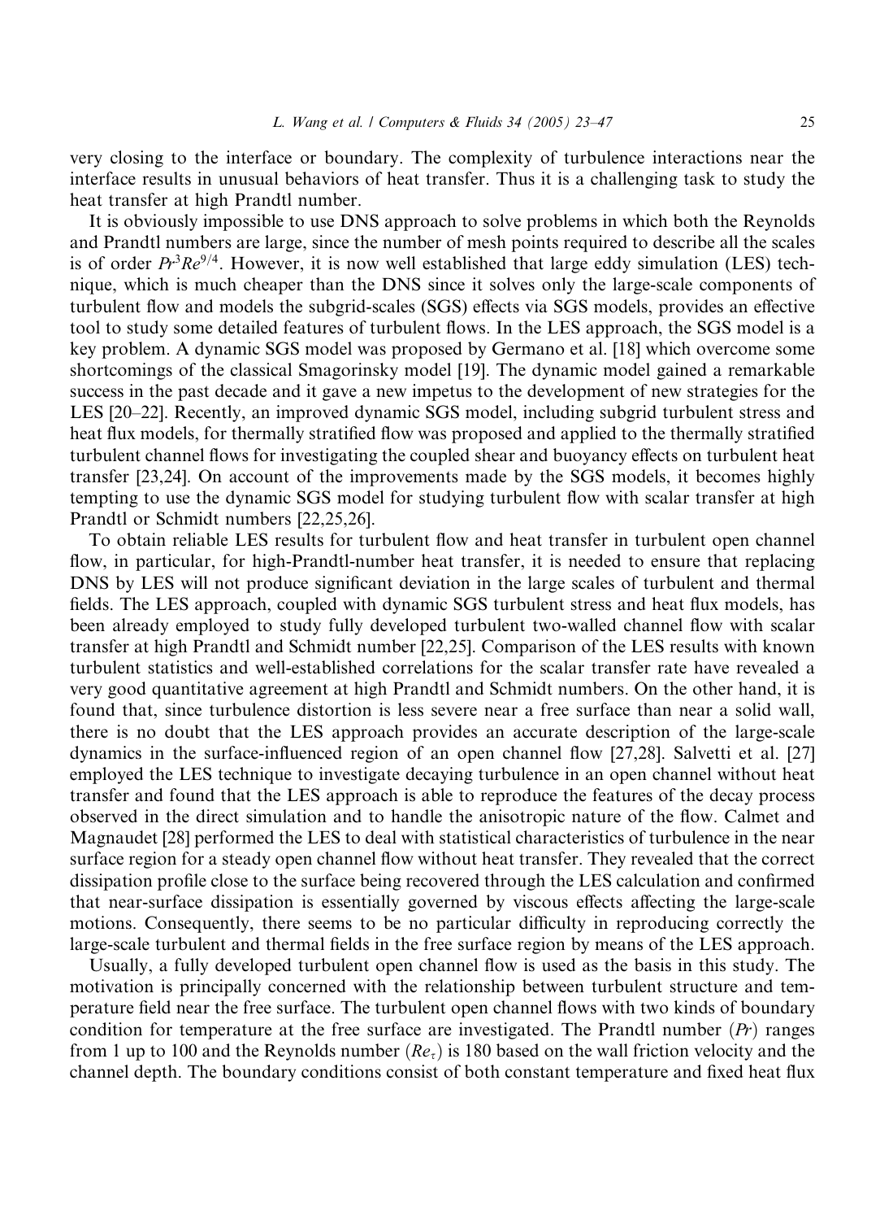very closing to the interface or boundary. The complexity of turbulence interactions near the interface results in unusual behaviors of heat transfer. Thus it is a challenging task to study the heat transfer at high Prandtl number.

It is obviously impossible to use DNS approach to solve problems in which both the Reynolds and Prandtl numbers are large, since the number of mesh points required to describe all the scales is of order $Pr^3Re^{9/4}$. However, it is now well established that large eddy simulation (LES) technique, which is much cheaper than the DNS since it solves only the large-scale components of turbulent flow and models the subgrid-scales (SGS) effects via SGS models, provides an effective tool to study some detailed features of turbulent flows. In the LES approach, the SGS model is a key problem. A dynamic SGS model was proposed by Germano et al. [18] which overcome some shortcomings of the classical Smagorinsky model [19]. The dynamic model gained a remarkable success in the past decade and it gave a new impetus to the development of new strategies for the LES [20–22]. Recently, an improved dynamic SGS model, including subgrid turbulent stress and heat flux models, for thermally stratified flow was proposed and applied to the thermally stratified turbulent channel flows for investigating the coupled shear and buoyancy effects on turbulent heat transfer [23,24]. On account of the improvements made by the SGS models, it becomes highly tempting to use the dynamic SGS model for studying turbulent flow with scalar transfer at high Prandtl or Schmidt numbers [22,25,26].

To obtain reliable LES results for turbulent flow and heat transfer in turbulent open channel flow, in particular, for high-Prandtl-number heat transfer, it is needed to ensure that replacing DNS by LES will not produce significant deviation in the large scales of turbulent and thermal fields. The LES approach, coupled with dynamic SGS turbulent stress and heat flux models, has been already employed to study fully developed turbulent two-walled channel flow with scalar transfer at high Prandtl and Schmidt number [22,25]. Comparison of the LES results with known turbulent statistics and well-established correlations for the scalar transfer rate have revealed a very good quantitative agreement at high Prandtl and Schmidt numbers. On the other hand, it is found that, since turbulence distortion is less severe near a free surface than near a solid wall, there is no doubt that the LES approach provides an accurate description of the large-scale dynamics in the surface-influenced region of an open channel flow [27,28]. Salvetti et al. [27] employed the LES technique to investigate decaying turbulence in an open channel without heat transfer and found that the LES approach is able to reproduce the features of the decay process observed in the direct simulation and to handle the anisotropic nature of the flow. Calmet and Magnaudet [28] performed the LES to deal with statistical characteristics of turbulence in the near surface region for a steady open channel flow without heat transfer. They revealed that the correct dissipation profile close to the surface being recovered through the LES calculation and confirmed that near-surface dissipation is essentially governed by viscous effects affecting the large-scale motions. Consequently, there seems to be no particular difficulty in reproducing correctly the large-scale turbulent and thermal fields in the free surface region by means of the LES approach.

Usually, a fully developed turbulent open channel flow is used as the basis in this study. The motivation is principally concerned with the relationship between turbulent structure and temperature field near the free surface. The turbulent open channel flows with two kinds of boundary condition for temperature at the free surface are investigated. The Prandtl number ($Pr$) ranges from 1 up to 100 and the Reynolds number ($Re_\tau$) is 180 based on the wall friction velocity and the channel depth. The boundary conditions consist of both constant temperature and fixed heat flux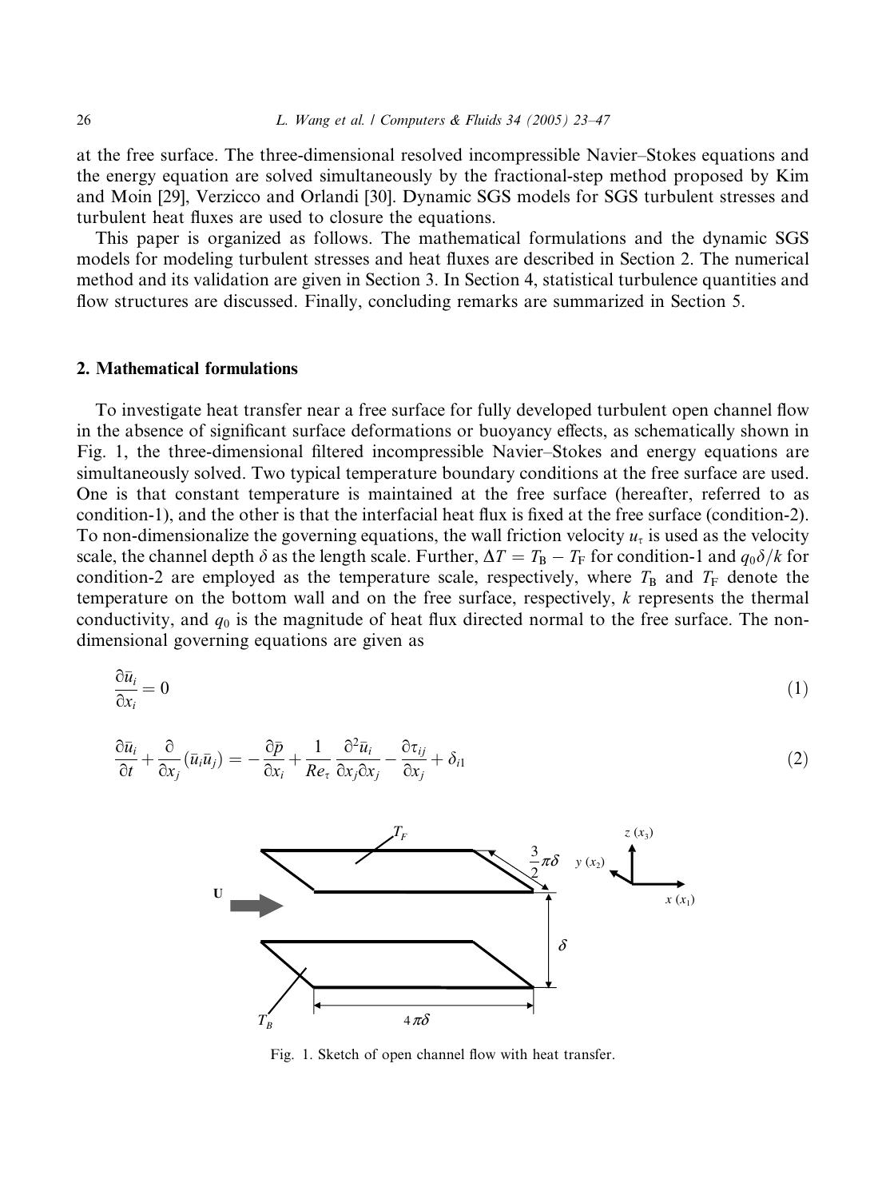at the free surface. The three-dimensional resolved incompressible Navier–Stokes equations and the energy equation are solved simultaneously by the fractional-step method proposed by Kim and Moin [29], Verzicco and Orlandi [30]. Dynamic SGS models for SGS turbulent stresses and turbulent heat fluxes are used to closure the equations.

This paper is organized as follows. The mathematical formulations and the dynamic SGS models for modeling turbulent stresses and heat fluxes are described in Section 2. The numerical method and its validation are given in Section 3. In Section 4, statistical turbulence quantities and flow structures are discussed. Finally, concluding remarks are summarized in Section 5.

## 2. Mathematical formulations

To investigate heat transfer near a free surface for fully developed turbulent open channel flow in the absence of significant surface deformations or buoyancy effects, as schematically shown in Fig. 1, the three-dimensional filtered incompressible Navier–Stokes and energy equations are simultaneously solved. Two typical temperature boundary conditions at the free surface are used. One is that constant temperature is maintained at the free surface (hereafter, referred to as condition-1), and the other is that the interfacial heat flux is fixed at the free surface (condition-2). To non-dimensionalize the governing equations, the wall friction velocity $u_\tau$ is used as the velocity scale, the channel depth $\delta$ as the length scale. Further, $\Delta T = T_B - T_F$ for condition-1 and $q_0\delta/k$ for condition-2 are employed as the temperature scale, respectively, where $T_B$ and $T_F$ denote the temperature on the bottom wall and on the free surface, respectively, $k$ represents the thermal conductivity, and $q_0$ is the magnitude of heat flux directed normal to the free surface. The non-dimensional governing equations are given as

$$\frac{\partial \bar{u}_i}{\partial x_i} = 0 \tag{1}$$

$$\frac{\partial \bar{u}_i}{\partial t} + \frac{\partial}{\partial x_j}(\bar{u}_i \bar{u}_j) = -\frac{\partial \bar{p}}{\partial x_i} + \frac{1}{Re_\tau}\frac{\partial^2 \bar{u}_i}{\partial x_j \partial x_j} - \frac{\partial \tau_{ij}}{\partial x_j} + \delta_{i1} \tag{2}$$

Fig. 1. Sketch of open channel flow with heat transfer.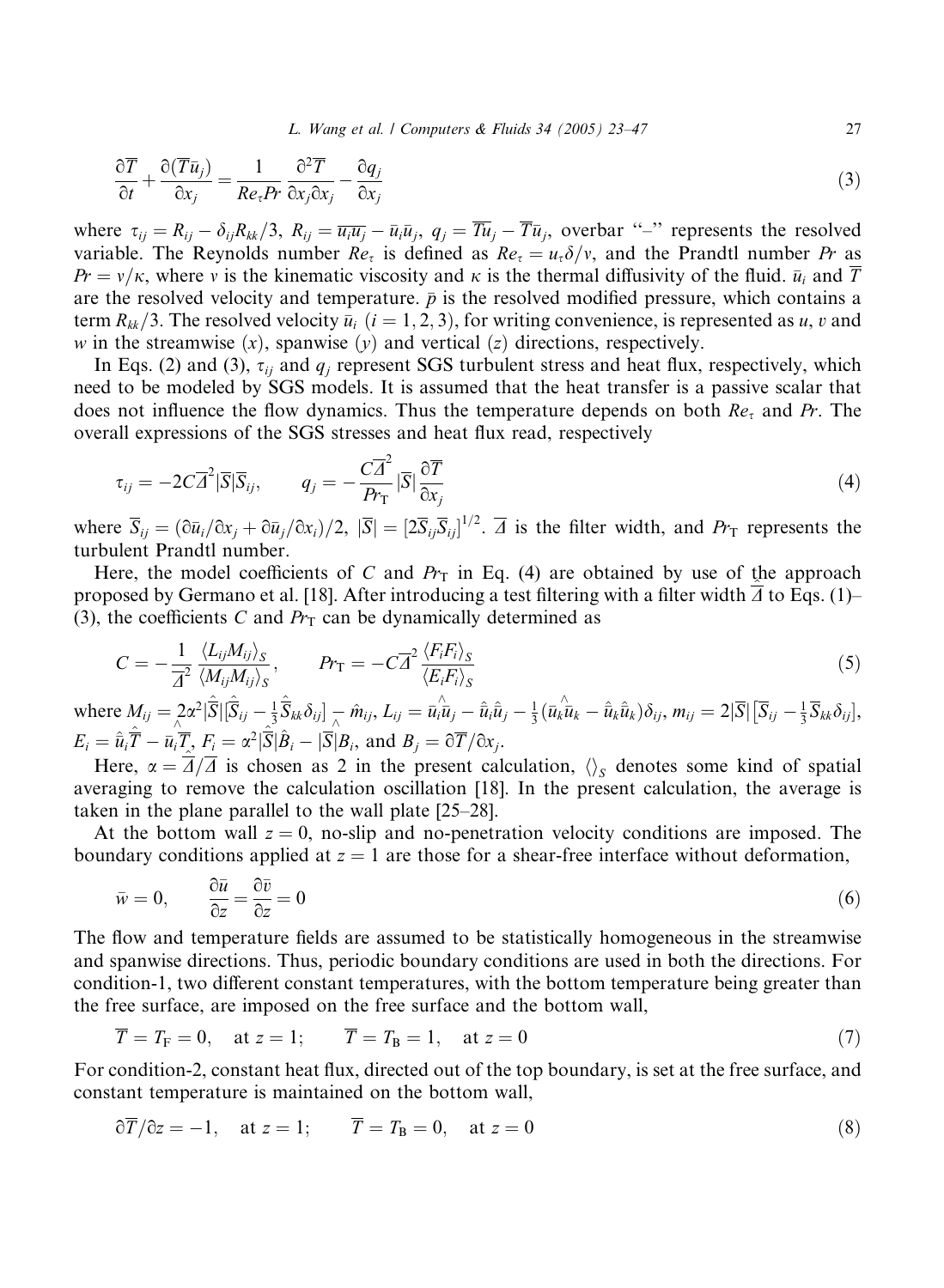$$\frac{\partial \overline{T}}{\partial t} + \frac{\partial(\overline{T}\bar{u}_j)}{\partial x_j} = \frac{1}{Re_\tau Pr}\frac{\partial^2 \overline{T}}{\partial x_j \partial x_j} - \frac{\partial q_j}{\partial x_j} \tag{3}$$

where $\tau_{ij} = R_{ij} - \delta_{ij}R_{kk}/3$, $R_{ij} = \overline{u_i u_j} - \bar{u}_i\bar{u}_j$, $q_j = \overline{Tu_j} - \overline{T}\bar{u}_j$, overbar "–" represents the resolved variable. The Reynolds number $Re_\tau$ is defined as $Re_\tau = u_\tau\delta/v$, and the Prandtl number $Pr$ as $Pr = v/\kappa$, where $v$ is the kinematic viscosity and $\kappa$ is the thermal diffusivity of the fluid. $\bar{u}_i$ and $\overline{T}$ are the resolved velocity and temperature. $\bar{p}$ is the resolved modified pressure, which contains a term $R_{kk}/3$. The resolved velocity $\bar{u}_i$ $(i = 1, 2, 3)$, for writing convenience, is represented as $u$, $v$ and $w$ in the streamwise ($x$), spanwise ($y$) and vertical ($z$) directions, respectively.

In Eqs. (2) and (3), $\tau_{ij}$ and $q_j$ represent SGS turbulent stress and heat flux, respectively, which need to be modeled by SGS models. It is assumed that the heat transfer is a passive scalar that does not influence the flow dynamics. Thus the temperature depends on both $Re_\tau$ and $Pr$. The overall expressions of the SGS stresses and heat flux read, respectively

$$\tau_{ij} = -2C\overline{\Delta}^2|\overline{S}|\overline{S}_{ij}, \qquad q_j = -\frac{C\overline{\Delta}^2}{Pr_\mathrm{T}}|\overline{S}|\frac{\partial \overline{T}}{\partial x_j} \tag{4}$$

where $\overline{S}_{ij} = (\partial\bar{u}_i/\partial x_j + \partial\bar{u}_j/\partial x_i)/2$, $|\overline{S}| = [2\overline{S}_{ij}\overline{S}_{ij}]^{1/2}$. $\overline{\Delta}$ is the filter width, and $Pr_\mathrm{T}$ represents the turbulent Prandtl number.

Here, the model coefficients of $C$ and $Pr_\mathrm{T}$ in Eq. (4) are obtained by use of the approach proposed by Germano et al. [18]. After introducing a test filtering with a filter width $\overline{\hat{\Delta}}$ to Eqs. (1)–(3), the coefficients $C$ and $Pr_\mathrm{T}$ can be dynamically determined as

$$C = -\frac{1}{\overline{\Delta}^2}\frac{\langle L_{ij}M_{ij}\rangle_S}{\langle M_{ij}M_{ij}\rangle_S}, \qquad Pr_\mathrm{T} = -C\overline{\Delta}^2\frac{\langle F_iF_i\rangle_S}{\langle E_iF_i\rangle_S} \tag{5}$$

where $M_{ij} = 2\alpha^2|\hat{\overline{S}}|[\hat{\overline{S}}_{ij} - \frac{1}{3}\hat{\overline{S}}_{kk}\delta_{ij}] - \hat{m}_{ij}$, $L_{ij} = \widehat{\bar{u}_i\bar{u}_j} - \hat{\bar{u}}_i\hat{\bar{u}}_j - \frac{1}{3}(\widehat{\bar{u}_k\bar{u}_k} - \hat{\bar{u}}_k\hat{\bar{u}}_k)\delta_{ij}$, $m_{ij} = 2|\overline{S}|[\overline{S}_{ij} - \frac{1}{3}\overline{S}_{kk}\delta_{ij}]$, $E_i = \hat{\bar{u}}_i\hat{\overline{T}} - \widehat{\bar{u}_i\overline{T}}$, $F_i = \alpha^2|\hat{\overline{S}}|\hat{B}_i - \widehat{|\overline{S}|B_i}$, and $B_j = \partial\overline{T}/\partial x_j$.

Here, $\alpha = \overline{\hat{\Delta}}/\overline{\Delta}$ is chosen as 2 in the present calculation, $\langle\rangle_S$ denotes some kind of spatial averaging to remove the calculation oscillation [18]. In the present calculation, the average is taken in the plane parallel to the wall plate [25–28].

At the bottom wall $z = 0$, no-slip and no-penetration velocity conditions are imposed. The boundary conditions applied at $z = 1$ are those for a shear-free interface without deformation,

$$\bar{w} = 0, \qquad \frac{\partial\bar{u}}{\partial z} = \frac{\partial\bar{v}}{\partial z} = 0 \tag{6}$$

The flow and temperature fields are assumed to be statistically homogeneous in the streamwise and spanwise directions. Thus, periodic boundary conditions are used in both the directions. For condition-1, two different constant temperatures, with the bottom temperature being greater than the free surface, are imposed on the free surface and the bottom wall,

$$\overline{T} = T_\mathrm{F} = 0, \quad \text{at } z = 1; \qquad \overline{T} = T_\mathrm{B} = 1, \quad \text{at } z = 0 \tag{7}$$

For condition-2, constant heat flux, directed out of the top boundary, is set at the free surface, and constant temperature is maintained on the bottom wall,

$$\partial\overline{T}/\partial z = -1, \quad \text{at } z = 1; \qquad \overline{T} = T_\mathrm{B} = 0, \quad \text{at } z = 0 \tag{8}$$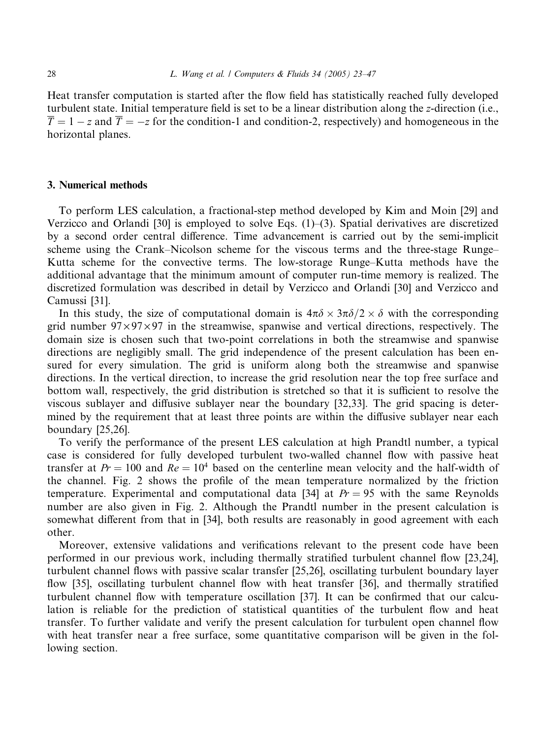Heat transfer computation is started after the flow field has statistically reached fully developed turbulent state. Initial temperature field is set to be a linear distribution along the $z$-direction (i.e., $\overline{T} = 1 - z$ and $\overline{T} = -z$ for the condition-1 and condition-2, respectively) and homogeneous in the horizontal planes.

## 3. Numerical methods

To perform LES calculation, a fractional-step method developed by Kim and Moin [29] and Verzicco and Orlandi [30] is employed to solve Eqs. (1)–(3). Spatial derivatives are discretized by a second order central difference. Time advancement is carried out by the semi-implicit scheme using the Crank–Nicolson scheme for the viscous terms and the three-stage Runge–Kutta scheme for the convective terms. The low-storage Runge–Kutta methods have the additional advantage that the minimum amount of computer run-time memory is realized. The discretized formulation was described in detail by Verzicco and Orlandi [30] and Verzicco and Camussi [31].

In this study, the size of computational domain is $4\pi\delta \times 3\pi\delta/2 \times \delta$ with the corresponding grid number $97\times97\times97$ in the streamwise, spanwise and vertical directions, respectively. The domain size is chosen such that two-point correlations in both the streamwise and spanwise directions are negligibly small. The grid independence of the present calculation has been ensured for every simulation. The grid is uniform along both the streamwise and spanwise directions. In the vertical direction, to increase the grid resolution near the top free surface and bottom wall, respectively, the grid distribution is stretched so that it is sufficient to resolve the viscous sublayer and diffusive sublayer near the boundary [32,33]. The grid spacing is determined by the requirement that at least three points are within the diffusive sublayer near each boundary [25,26].

To verify the performance of the present LES calculation at high Prandtl number, a typical case is considered for fully developed turbulent two-walled channel flow with passive heat transfer at $Pr = 100$ and $Re = 10^4$ based on the centerline mean velocity and the half-width of the channel. Fig. 2 shows the profile of the mean temperature normalized by the friction temperature. Experimental and computational data [34] at $Pr = 95$ with the same Reynolds number are also given in Fig. 2. Although the Prandtl number in the present calculation is somewhat different from that in [34], both results are reasonably in good agreement with each other.

Moreover, extensive validations and verifications relevant to the present code have been performed in our previous work, including thermally stratified turbulent channel flow [23,24], turbulent channel flows with passive scalar transfer [25,26], oscillating turbulent boundary layer flow [35], oscillating turbulent channel flow with heat transfer [36], and thermally stratified turbulent channel flow with temperature oscillation [37]. It can be confirmed that our calculation is reliable for the prediction of statistical quantities of the turbulent flow and heat transfer. To further validate and verify the present calculation for turbulent open channel flow with heat transfer near a free surface, some quantitative comparison will be given in the following section.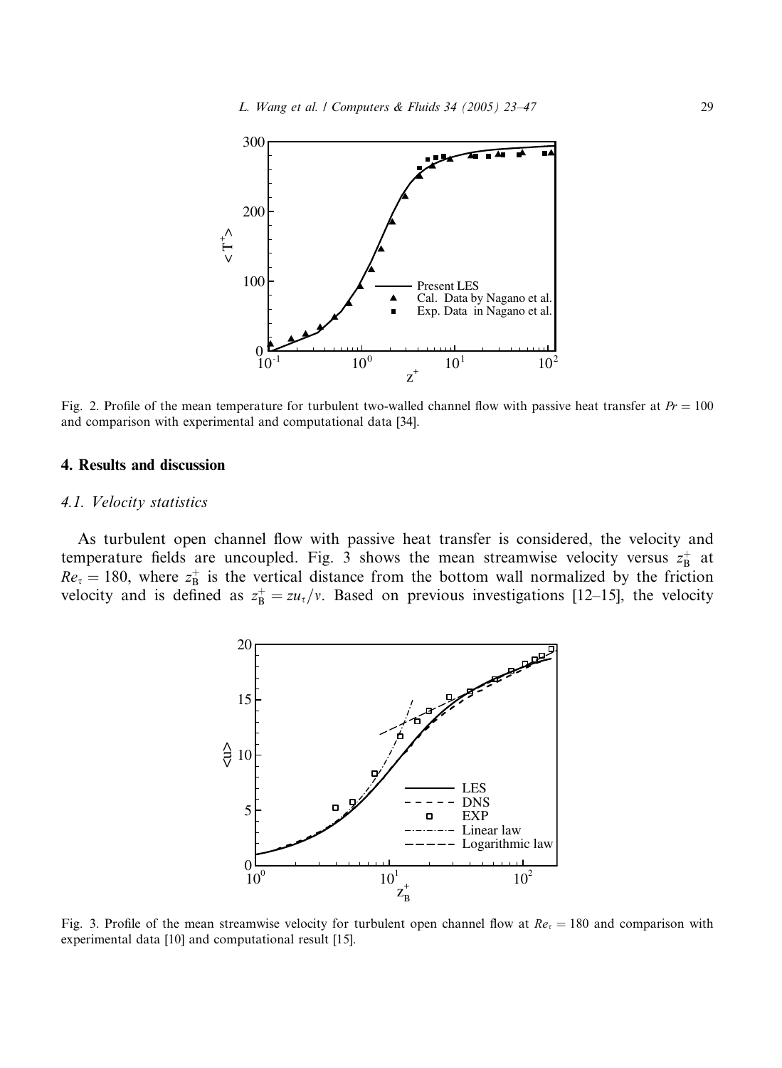Fig. 2. Profile of the mean temperature for turbulent two-walled channel flow with passive heat transfer at $Pr = 100$ and comparison with experimental and computational data [34].

## 4. Results and discussion

### 4.1. Velocity statistics

As turbulent open channel flow with passive heat transfer is considered, the velocity and temperature fields are uncoupled. Fig. 3 shows the mean streamwise velocity versus $z_B^+$ at $Re_\tau = 180$, where $z_B^+$ is the vertical distance from the bottom wall normalized by the friction velocity and is defined as $z_B^+ = zu_\tau/\nu$. Based on previous investigations [12–15], the velocity

Fig. 3. Profile of the mean streamwise velocity for turbulent open channel flow at $Re_\tau = 180$ and comparison with experimental data [10] and computational result [15].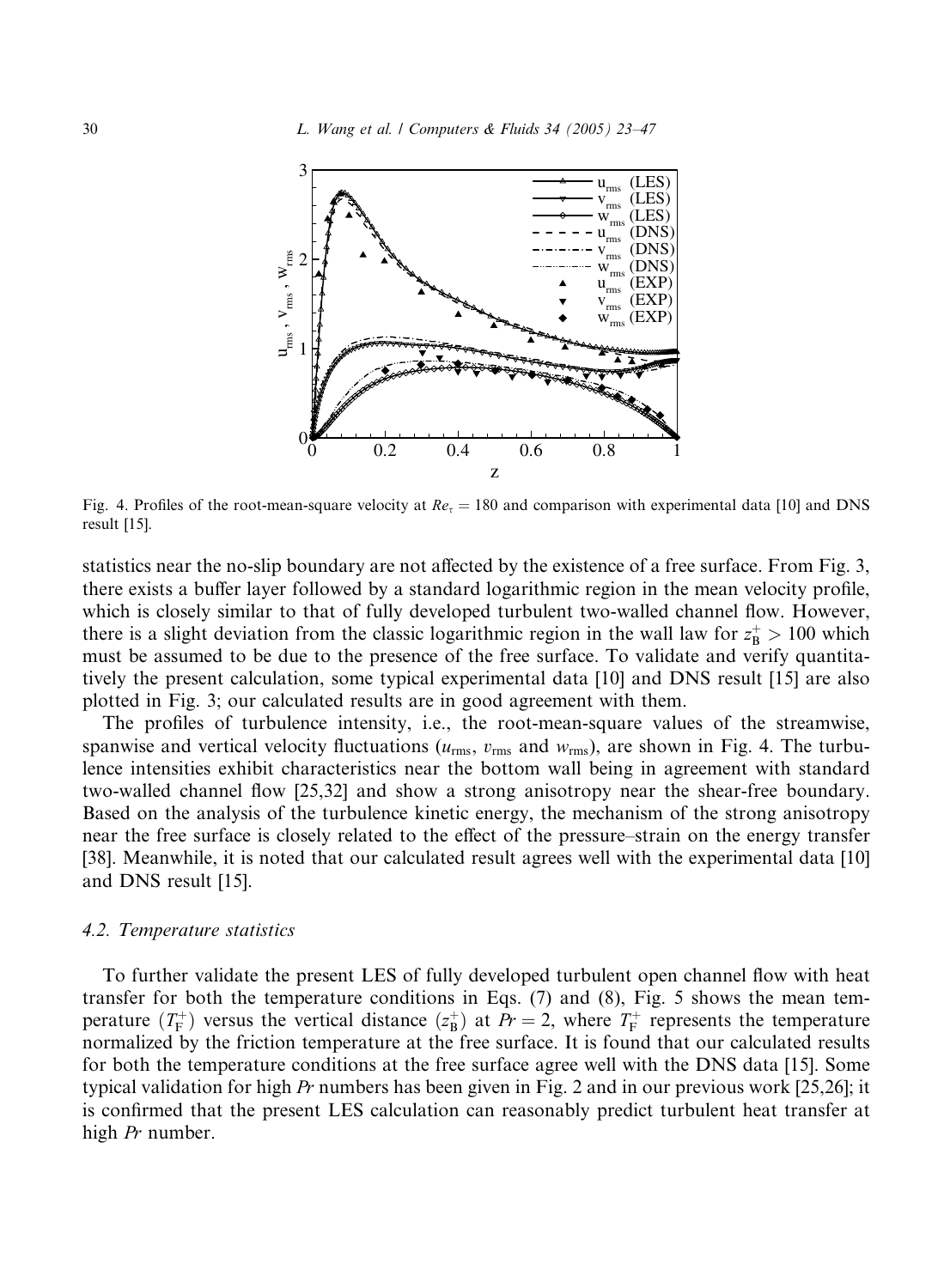Fig. 4. Profiles of the root-mean-square velocity at $Re_\tau = 180$ and comparison with experimental data [10] and DNS result [15].

statistics near the no-slip boundary are not affected by the existence of a free surface. From Fig. 3, there exists a buffer layer followed by a standard logarithmic region in the mean velocity profile, which is closely similar to that of fully developed turbulent two-walled channel flow. However, there is a slight deviation from the classic logarithmic region in the wall law for $z_B^+ > 100$ which must be assumed to be due to the presence of the free surface. To validate and verify quantitatively the present calculation, some typical experimental data [10] and DNS result [15] are also plotted in Fig. 3; our calculated results are in good agreement with them.

The profiles of turbulence intensity, i.e., the root-mean-square values of the streamwise, spanwise and vertical velocity fluctuations ($u_{\rm rms}$, $v_{\rm rms}$ and $w_{\rm rms}$), are shown in Fig. 4. The turbulence intensities exhibit characteristics near the bottom wall being in agreement with standard two-walled channel flow [25,32] and show a strong anisotropy near the shear-free boundary. Based on the analysis of the turbulence kinetic energy, the mechanism of the strong anisotropy near the free surface is closely related to the effect of the pressure–strain on the energy transfer [38]. Meanwhile, it is noted that our calculated result agrees well with the experimental data [10] and DNS result [15].

### 4.2. Temperature statistics

To further validate the present LES of fully developed turbulent open channel flow with heat transfer for both the temperature conditions in Eqs. (7) and (8), Fig. 5 shows the mean temperature ($T_F^+$) versus the vertical distance ($z_B^+$) at $Pr = 2$, where $T_F^+$ represents the temperature normalized by the friction temperature at the free surface. It is found that our calculated results for both the temperature conditions at the free surface agree well with the DNS data [15]. Some typical validation for high $Pr$ numbers has been given in Fig. 2 and in our previous work [25,26]; it is confirmed that the present LES calculation can reasonably predict turbulent heat transfer at high $Pr$ number.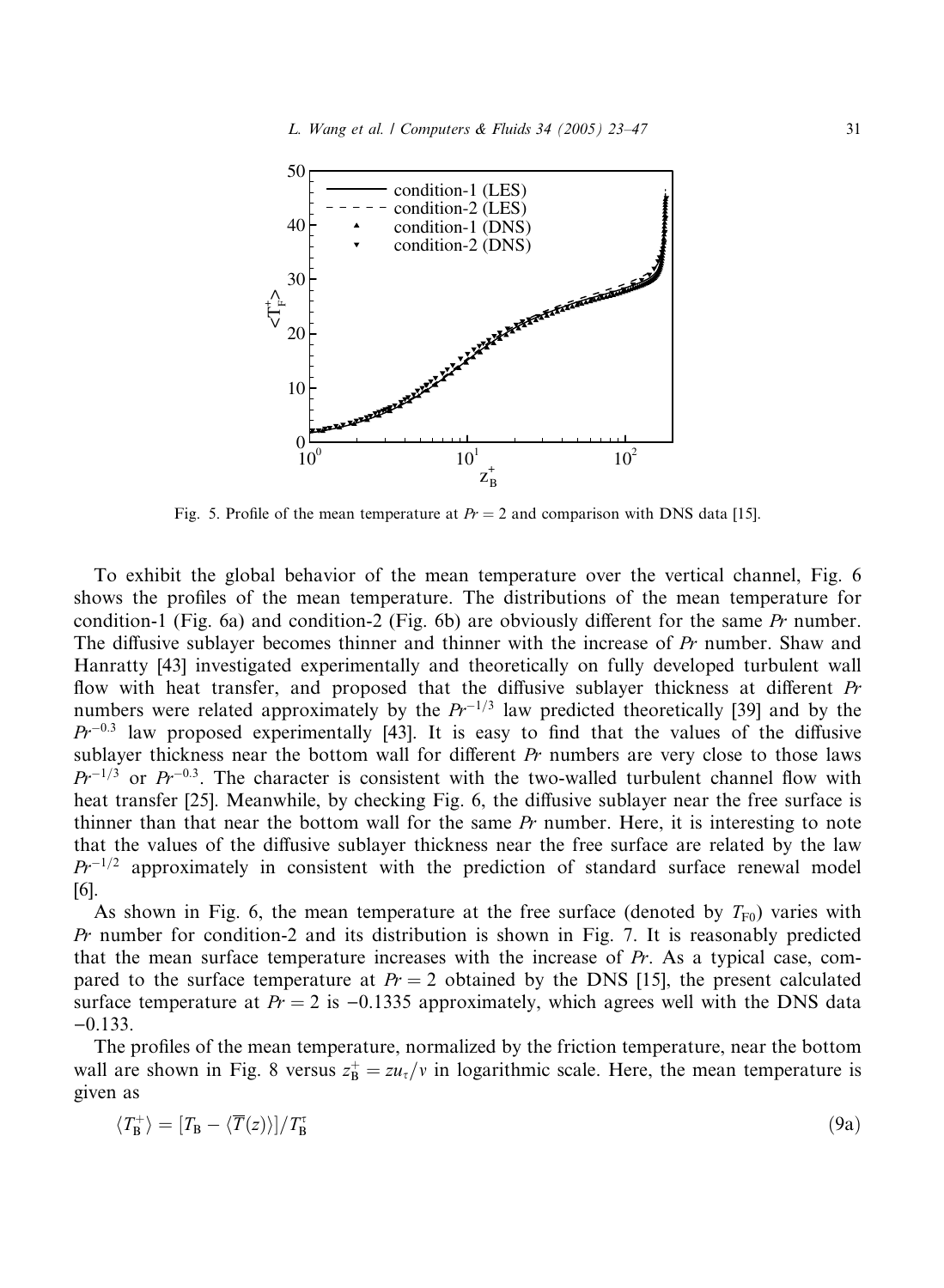Fig. 5. Profile of the mean temperature at $Pr = 2$ and comparison with DNS data [15].

To exhibit the global behavior of the mean temperature over the vertical channel, Fig. 6 shows the profiles of the mean temperature. The distributions of the mean temperature for condition-1 (Fig. 6a) and condition-2 (Fig. 6b) are obviously different for the same $Pr$ number. The diffusive sublayer becomes thinner and thinner with the increase of $Pr$ number. Shaw and Hanratty [43] investigated experimentally and theoretically on fully developed turbulent wall flow with heat transfer, and proposed that the diffusive sublayer thickness at different $Pr$ numbers were related approximately by the $Pr^{-1/3}$ law predicted theoretically [39] and by the $Pr^{-0.3}$ law proposed experimentally [43]. It is easy to find that the values of the diffusive sublayer thickness near the bottom wall for different $Pr$ numbers are very close to those laws $Pr^{-1/3}$ or $Pr^{-0.3}$. The character is consistent with the two-walled turbulent channel flow with heat transfer [25]. Meanwhile, by checking Fig. 6, the diffusive sublayer near the free surface is thinner than that near the bottom wall for the same $Pr$ number. Here, it is interesting to note that the values of the diffusive sublayer thickness near the free surface are related by the law $Pr^{-1/2}$ approximately in consistent with the prediction of standard surface renewal model [6].

As shown in Fig. 6, the mean temperature at the free surface (denoted by $T_{F0}$) varies with $Pr$ number for condition-2 and its distribution is shown in Fig. 7. It is reasonably predicted that the mean surface temperature increases with the increase of $Pr$. As a typical case, compared to the surface temperature at $Pr = 2$ obtained by the DNS [15], the present calculated surface temperature at $Pr = 2$ is $-0.1335$ approximately, which agrees well with the DNS data $-0.133$.

The profiles of the mean temperature, normalized by the friction temperature, near the bottom wall are shown in Fig. 8 versus $z_B^+ = zu_\tau/\nu$ in logarithmic scale. Here, the mean temperature is given as

$$\langle T_B^+ \rangle = [T_B - \langle \overline{T}(z) \rangle]/T_B^\tau \tag{9a}$$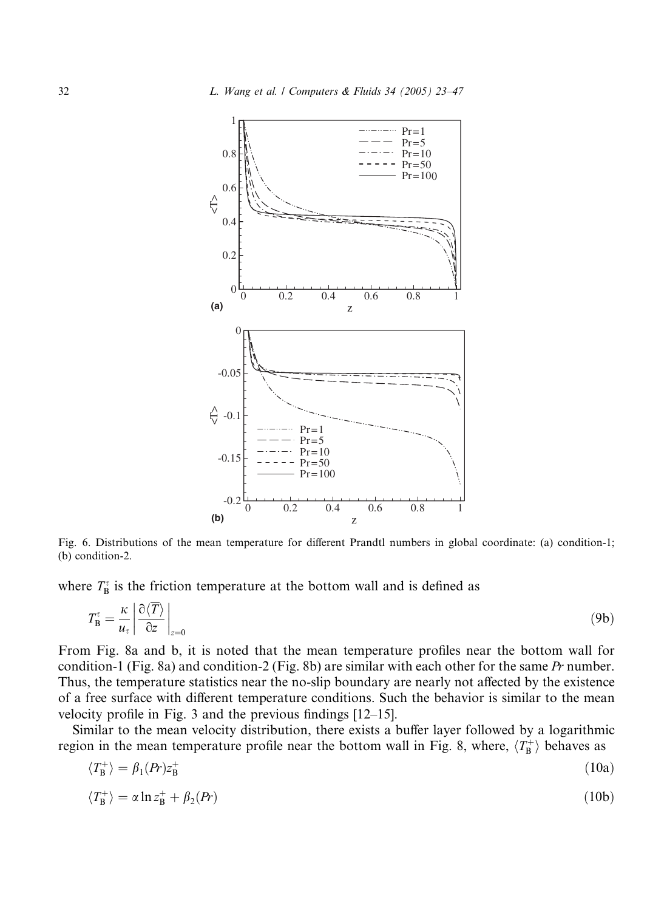Fig. 6. Distributions of the mean temperature for different Prandtl numbers in global coordinate: (a) condition-1; (b) condition-2.

where $T_B^\tau$ is the friction temperature at the bottom wall and is defined as

$$T_B^\tau = \frac{\kappa}{u_\tau}\left|\frac{\partial\langle\overline{T}\rangle}{\partial z}\right|_{z=0} \tag{9b}$$

From Fig. 8a and b, it is noted that the mean temperature profiles near the bottom wall for condition-1 (Fig. 8a) and condition-2 (Fig. 8b) are similar with each other for the same *Pr* number. Thus, the temperature statistics near the no-slip boundary are nearly not affected by the existence of a free surface with different temperature conditions. Such the behavior is similar to the mean velocity profile in Fig. 3 and the previous findings [12–15].

Similar to the mean velocity distribution, there exists a buffer layer followed by a logarithmic region in the mean temperature profile near the bottom wall in Fig. 8, where, $\langle T_B^+\rangle$ behaves as

$$\langle T_B^+\rangle = \beta_1(Pr)z_B^+ \tag{10a}$$

$$\langle T_B^+\rangle = \alpha \ln z_B^+ + \beta_2(Pr) \tag{10b}$$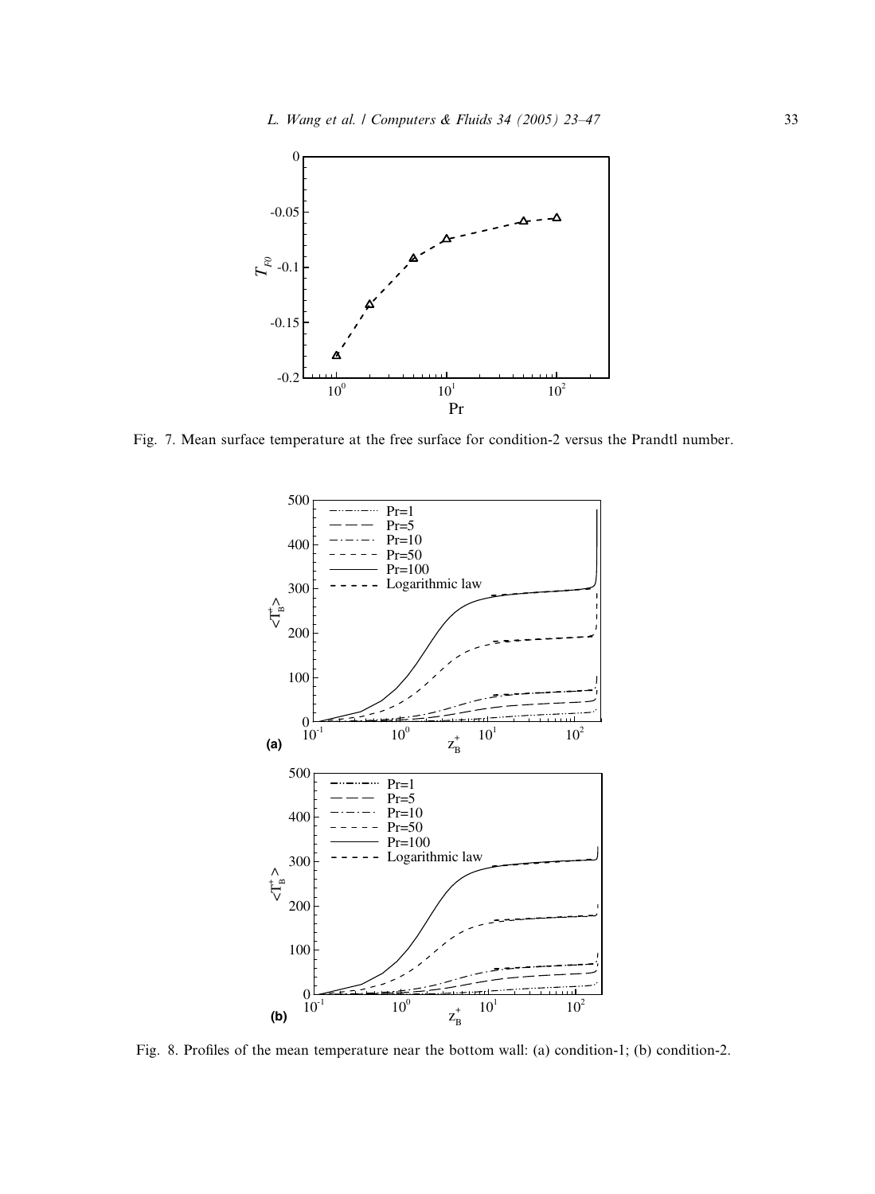Fig. 7. Mean surface temperature at the free surface for condition-2 versus the Prandtl number.

Fig. 8. Profiles of the mean temperature near the bottom wall: (a) condition-1; (b) condition-2.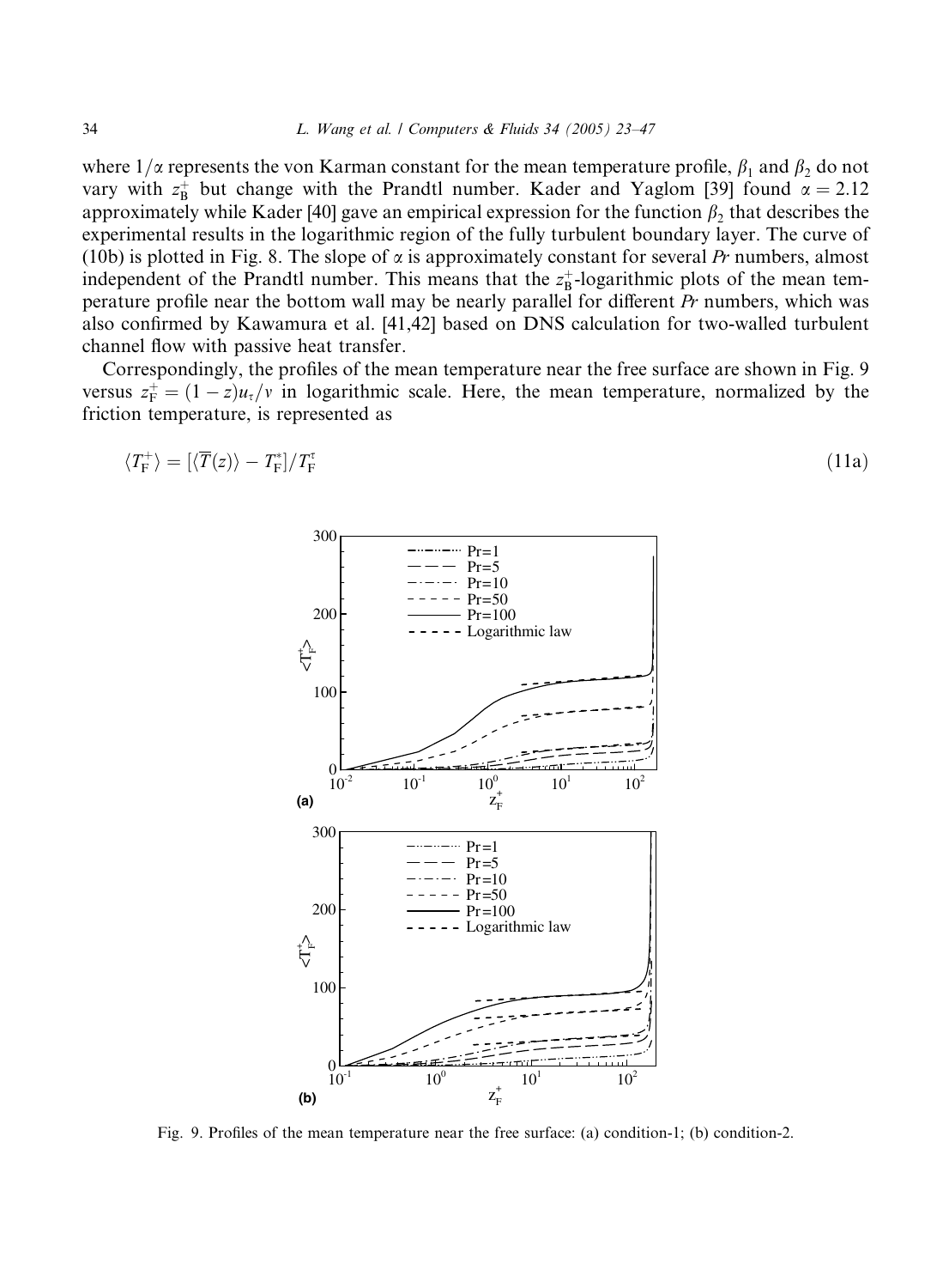where $1/\alpha$ represents the von Karman constant for the mean temperature profile, $\beta_1$ and $\beta_2$ do not vary with $z_B^+$ but change with the Prandtl number. Kader and Yaglom [39] found $\alpha = 2.12$ approximately while Kader [40] gave an empirical expression for the function $\beta_2$ that describes the experimental results in the logarithmic region of the fully turbulent boundary layer. The curve of (10b) is plotted in Fig. 8. The slope of $\alpha$ is approximately constant for several *Pr* numbers, almost independent of the Prandtl number. This means that the $z_B^+$-logarithmic plots of the mean temperature profile near the bottom wall may be nearly parallel for different *Pr* numbers, which was also confirmed by Kawamura et al. [41,42] based on DNS calculation for two-walled turbulent channel flow with passive heat transfer.

Correspondingly, the profiles of the mean temperature near the free surface are shown in Fig. 9 versus $z_F^+ = (1 - z)u_\tau/v$ in logarithmic scale. Here, the mean temperature, normalized by the friction temperature, is represented as

$$\langle T_F^+ \rangle = [\langle \overline{T}(z) \rangle - T_F^*]/T_F^\tau \tag{11a}$$

Fig. 9. Profiles of the mean temperature near the free surface: (a) condition-1; (b) condition-2.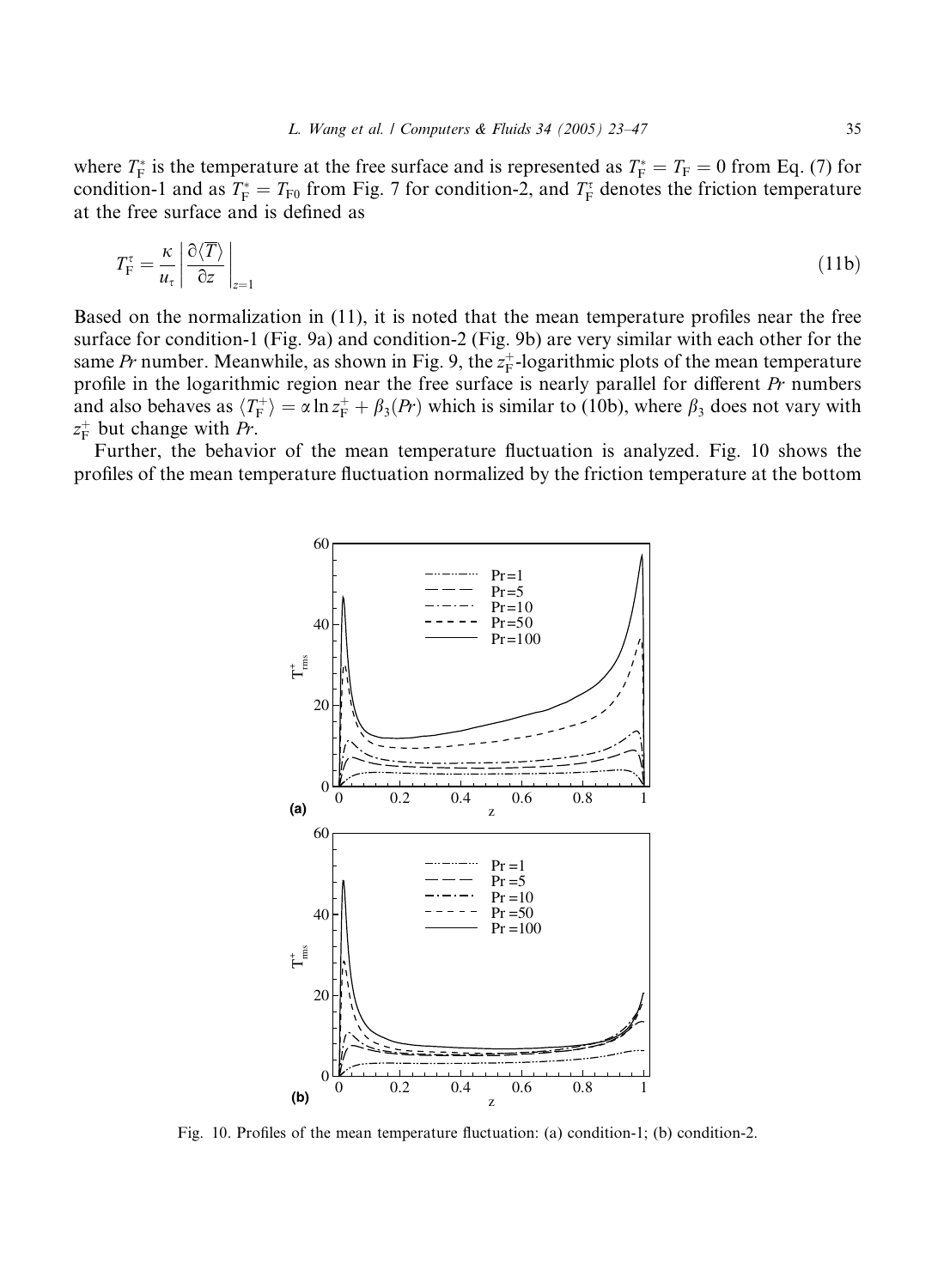where $T_F^*$ is the temperature at the free surface and is represented as $T_F^* = T_F = 0$ from Eq. (7) for condition-1 and as $T_F^* = T_{F0}$ from Fig. 7 for condition-2, and $T_F^\tau$ denotes the friction temperature at the free surface and is defined as

$$T_F^\tau = \frac{\kappa}{u_\tau}\left|\frac{\partial\langle\overline{T}\rangle}{\partial z}\right|_{z=1} \tag{11b}$$

Based on the normalization in (11), it is noted that the mean temperature profiles near the free surface for condition-1 (Fig. 9a) and condition-2 (Fig. 9b) are very similar with each other for the same *Pr* number. Meanwhile, as shown in Fig. 9, the $z_F^+$-logarithmic plots of the mean temperature profile in the logarithmic region near the free surface is nearly parallel for different *Pr* numbers and also behaves as $\langle T_F^+\rangle = \alpha \ln z_F^+ + \beta_3(Pr)$ which is similar to (10b), where $\beta_3$ does not vary with $z_F^+$ but change with *Pr*.

Further, the behavior of the mean temperature fluctuation is analyzed. Fig. 10 shows the profiles of the mean temperature fluctuation normalized by the friction temperature at the bottom

Fig. 10. Profiles of the mean temperature fluctuation: (a) condition-1; (b) condition-2.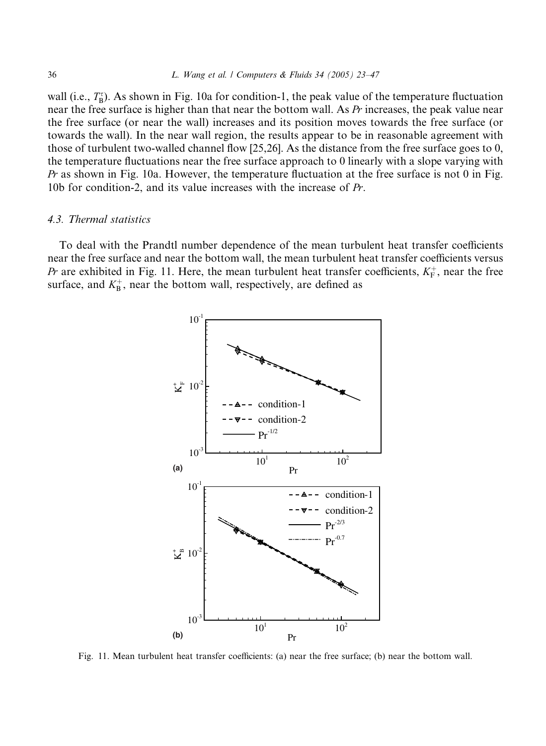wall (i.e., $T_B^\tau$). As shown in Fig. 10a for condition-1, the peak value of the temperature fluctuation near the free surface is higher than that near the bottom wall. As *Pr* increases, the peak value near the free surface (or near the wall) increases and its position moves towards the free surface (or towards the wall). In the near wall region, the results appear to be in reasonable agreement with those of turbulent two-walled channel flow [25,26]. As the distance from the free surface goes to 0, the temperature fluctuations near the free surface approach to 0 linearly with a slope varying with *Pr* as shown in Fig. 10a. However, the temperature fluctuation at the free surface is not 0 in Fig. 10b for condition-2, and its value increases with the increase of *Pr*.

### 4.3. Thermal statistics

To deal with the Prandtl number dependence of the mean turbulent heat transfer coefficients near the free surface and near the bottom wall, the mean turbulent heat transfer coefficients versus *Pr* are exhibited in Fig. 11. Here, the mean turbulent heat transfer coefficients, $K_F^+$, near the free surface, and $K_B^+$, near the bottom wall, respectively, are defined as

Fig. 11. Mean turbulent heat transfer coefficients: (a) near the free surface; (b) near the bottom wall.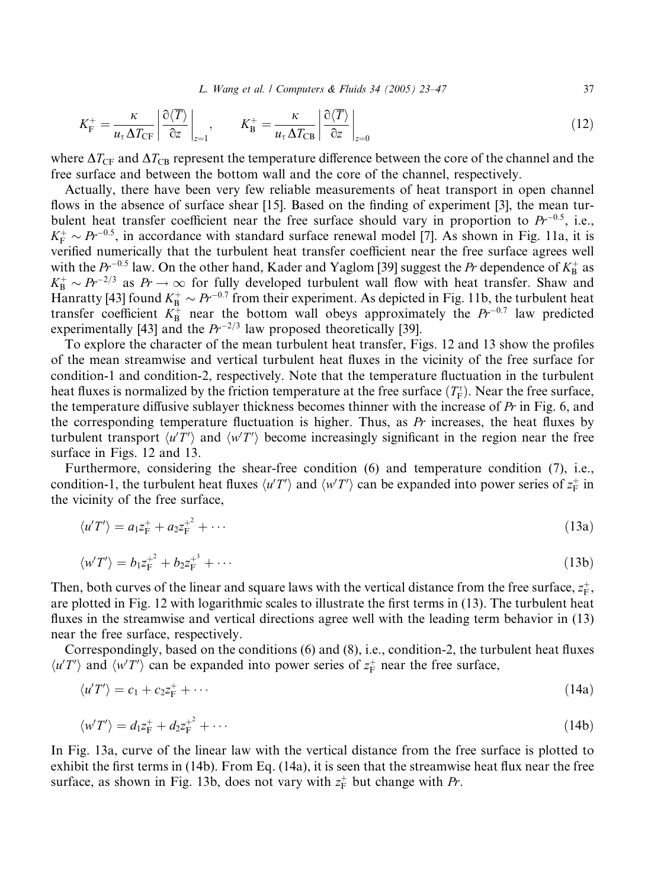$$K_{\mathrm{F}}^{+} = \frac{\kappa}{u_{\tau}\,\Delta T_{\mathrm{CF}}}\left|\frac{\partial\langle \overline{T}\rangle}{\partial z}\right|_{z=1}, \qquad K_{\mathrm{B}}^{+} = \frac{\kappa}{u_{\tau}\,\Delta T_{\mathrm{CB}}}\left|\frac{\partial\langle \overline{T}\rangle}{\partial z}\right|_{z=0} \tag{12}$$

where $\Delta T_{\mathrm{CF}}$ and $\Delta T_{\mathrm{CB}}$ represent the temperature difference between the core of the channel and the free surface and between the bottom wall and the core of the channel, respectively.

Actually, there have been very few reliable measurements of heat transport in open channel flows in the absence of surface shear [15]. Based on the finding of experiment [3], the mean turbulent heat transfer coefficient near the free surface should vary in proportion to $Pr^{-0.5}$, i.e., $K_{\mathrm{F}}^{+} \sim Pr^{-0.5}$, in accordance with standard surface renewal model [7]. As shown in Fig. 11a, it is verified numerically that the turbulent heat transfer coefficient near the free surface agrees well with the $Pr^{-0.5}$ law. On the other hand, Kader and Yaglom [39] suggest the *Pr* dependence of $K_{\mathrm{B}}^{+}$ as $K_{\mathrm{B}}^{+} \sim Pr^{-2/3}$ as $Pr \to \infty$ for fully developed turbulent wall flow with heat transfer. Shaw and Hanratty [43] found $K_{\mathrm{B}}^{+} \sim Pr^{-0.7}$ from their experiment. As depicted in Fig. 11b, the turbulent heat transfer coefficient $K_{\mathrm{B}}^{+}$ near the bottom wall obeys approximately the $Pr^{-0.7}$ law predicted experimentally [43] and the $Pr^{-2/3}$ law proposed theoretically [39].

To explore the character of the mean turbulent heat transfer, Figs. 12 and 13 show the profiles of the mean streamwise and vertical turbulent heat fluxes in the vicinity of the free surface for condition-1 and condition-2, respectively. Note that the temperature fluctuation in the turbulent heat fluxes is normalized by the friction temperature at the free surface ($T_{\mathrm{F}}^{\tau}$). Near the free surface, the temperature diffusive sublayer thickness becomes thinner with the increase of *Pr* in Fig. 6, and the corresponding temperature fluctuation is higher. Thus, as *Pr* increases, the heat fluxes by turbulent transport $\langle u'T'\rangle$ and $\langle w'T'\rangle$ become increasingly significant in the region near the free surface in Figs. 12 and 13.

Furthermore, considering the shear-free condition (6) and temperature condition (7), i.e., condition-1, the turbulent heat fluxes $\langle u'T'\rangle$ and $\langle w'T'\rangle$ can be expanded into power series of $z_{\mathrm{F}}^{+}$ in the vicinity of the free surface,

$$\langle u'T'\rangle = a_1 z_{\mathrm{F}}^{+} + a_2 z_{\mathrm{F}}^{+^2} + \cdots \tag{13a}$$

$$\langle w'T'\rangle = b_1 z_{\mathrm{F}}^{+^2} + b_2 z_{\mathrm{F}}^{+^3} + \cdots \tag{13b}$$

Then, both curves of the linear and square laws with the vertical distance from the free surface, $z_{\mathrm{F}}^{+}$, are plotted in Fig. 12 with logarithmic scales to illustrate the first terms in (13). The turbulent heat fluxes in the streamwise and vertical directions agree well with the leading term behavior in (13) near the free surface, respectively.

Correspondingly, based on the conditions (6) and (8), i.e., condition-2, the turbulent heat fluxes $\langle u'T'\rangle$ and $\langle w'T'\rangle$ can be expanded into power series of $z_{\mathrm{F}}^{+}$ near the free surface,

$$\langle u'T'\rangle = c_1 + c_2 z_{\mathrm{F}}^{+} + \cdots \tag{14a}$$

$$\langle w'T'\rangle = d_1 z_{\mathrm{F}}^{+} + d_2 z_{\mathrm{F}}^{+^2} + \cdots \tag{14b}$$

In Fig. 13a, curve of the linear law with the vertical distance from the free surface is plotted to exhibit the first terms in (14b). From Eq. (14a), it is seen that the streamwise heat flux near the free surface, as shown in Fig. 13b, does not vary with $z_{\mathrm{F}}^{+}$ but change with *Pr*.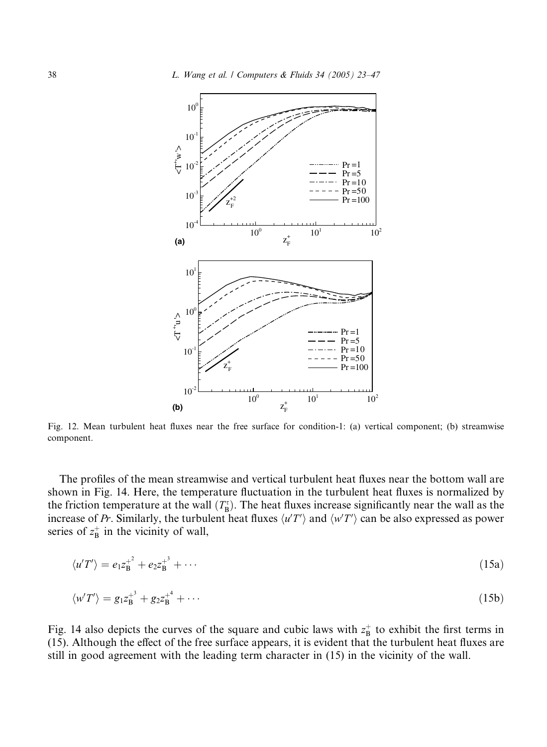Fig. 12. Mean turbulent heat fluxes near the free surface for condition-1: (a) vertical component; (b) streamwise component.

The profiles of the mean streamwise and vertical turbulent heat fluxes near the bottom wall are shown in Fig. 14. Here, the temperature fluctuation in the turbulent heat fluxes is normalized by the friction temperature at the wall ($T_B^\tau$). The heat fluxes increase significantly near the wall as the increase of *Pr*. Similarly, the turbulent heat fluxes $\langle u'T' \rangle$ and $\langle w'T' \rangle$ can be also expressed as power series of $z_B^+$ in the vicinity of wall,

$$\langle u'T' \rangle = e_1 z_B^{+^2} + e_2 z_B^{+^3} + \cdots \tag{15a}$$

$$\langle w'T' \rangle = g_1 z_B^{+^3} + g_2 z_B^{+^4} + \cdots \tag{15b}$$

Fig. 14 also depicts the curves of the square and cubic laws with $z_B^+$ to exhibit the first terms in (15). Although the effect of the free surface appears, it is evident that the turbulent heat fluxes are still in good agreement with the leading term character in (15) in the vicinity of the wall.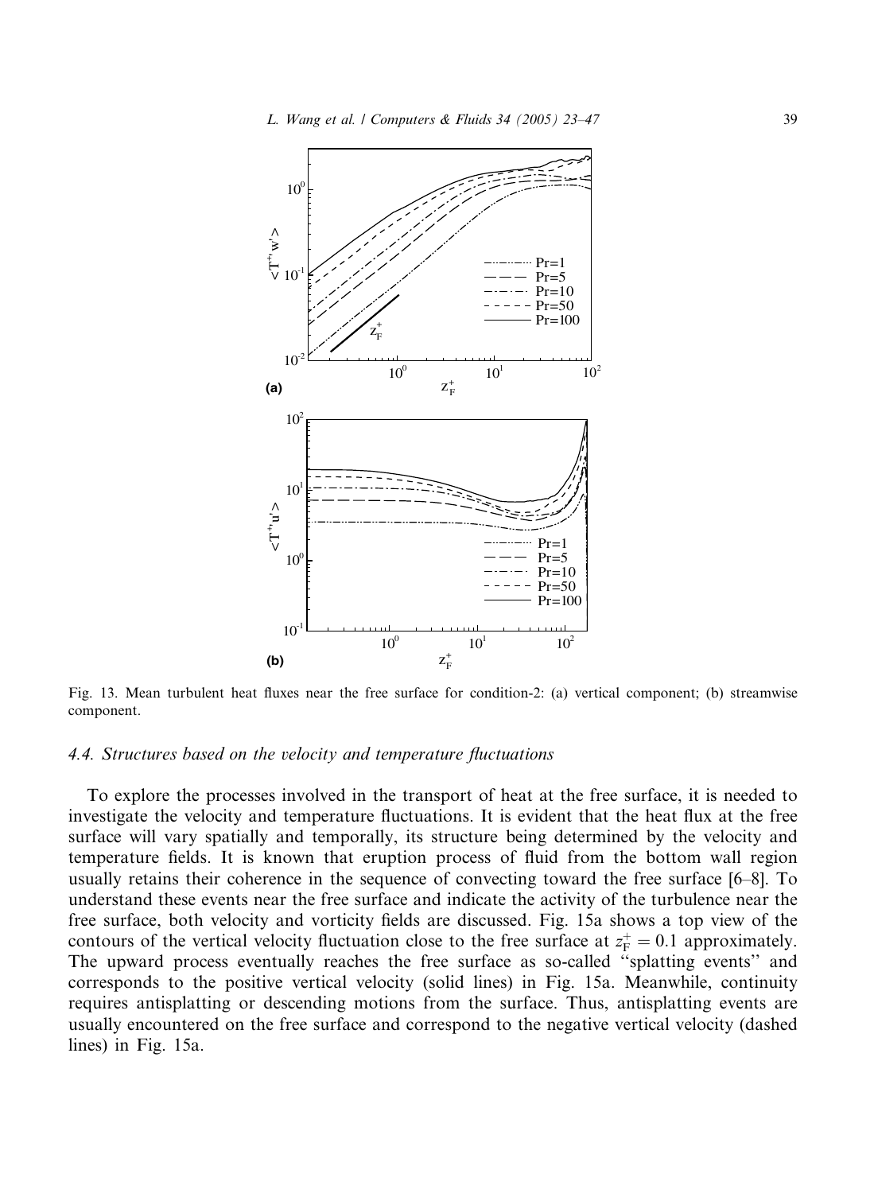Fig. 13. Mean turbulent heat fluxes near the free surface for condition-2: (a) vertical component; (b) streamwise component.

### 4.4. Structures based on the velocity and temperature fluctuations

To explore the processes involved in the transport of heat at the free surface, it is needed to investigate the velocity and temperature fluctuations. It is evident that the heat flux at the free surface will vary spatially and temporally, its structure being determined by the velocity and temperature fields. It is known that eruption process of fluid from the bottom wall region usually retains their coherence in the sequence of convecting toward the free surface [6–8]. To understand these events near the free surface and indicate the activity of the turbulence near the free surface, both velocity and vorticity fields are discussed. Fig. 15a shows a top view of the contours of the vertical velocity fluctuation close to the free surface at $z_F^+ = 0.1$ approximately. The upward process eventually reaches the free surface as so-called "splatting events" and corresponds to the positive vertical velocity (solid lines) in Fig. 15a. Meanwhile, continuity requires antisplatting or descending motions from the surface. Thus, antisplatting events are usually encountered on the free surface and correspond to the negative vertical velocity (dashed lines) in Fig. 15a.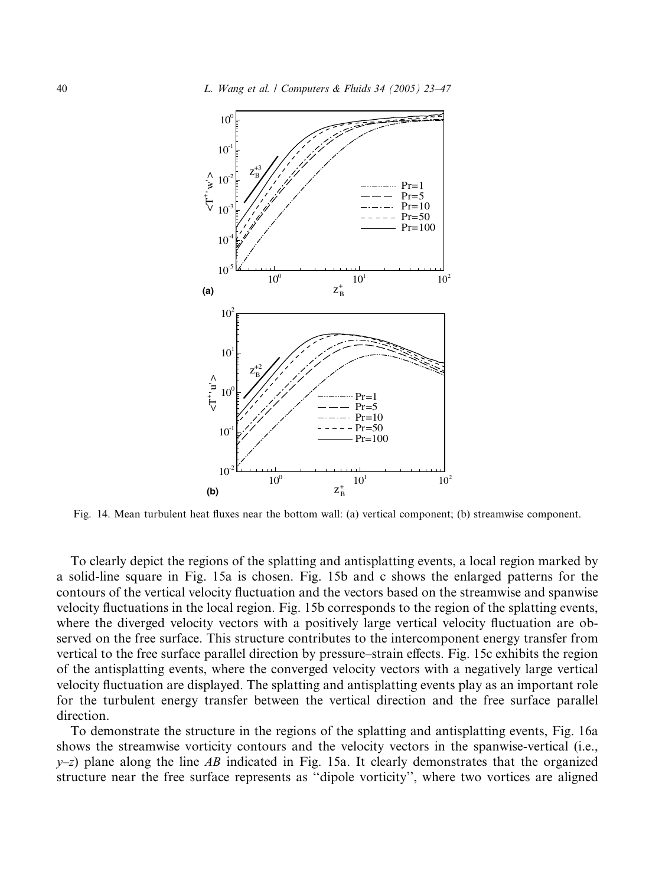Fig. 14. Mean turbulent heat fluxes near the bottom wall: (a) vertical component; (b) streamwise component.

To clearly depict the regions of the splatting and antisplatting events, a local region marked by a solid-line square in Fig. 15a is chosen. Fig. 15b and c shows the enlarged patterns for the contours of the vertical velocity fluctuation and the vectors based on the streamwise and spanwise velocity fluctuations in the local region. Fig. 15b corresponds to the region of the splatting events, where the diverged velocity vectors with a positively large vertical velocity fluctuation are observed on the free surface. This structure contributes to the intercomponent energy transfer from vertical to the free surface parallel direction by pressure–strain effects. Fig. 15c exhibits the region of the antisplatting events, where the converged velocity vectors with a negatively large vertical velocity fluctuation are displayed. The splatting and antisplatting events play as an important role for the turbulent energy transfer between the vertical direction and the free surface parallel direction.

To demonstrate the structure in the regions of the splatting and antisplatting events, Fig. 16a shows the streamwise vorticity contours and the velocity vectors in the spanwise-vertical (i.e., $y$–$z$) plane along the line $AB$ indicated in Fig. 15a. It clearly demonstrates that the organized structure near the free surface represents as "dipole vorticity", where two vortices are aligned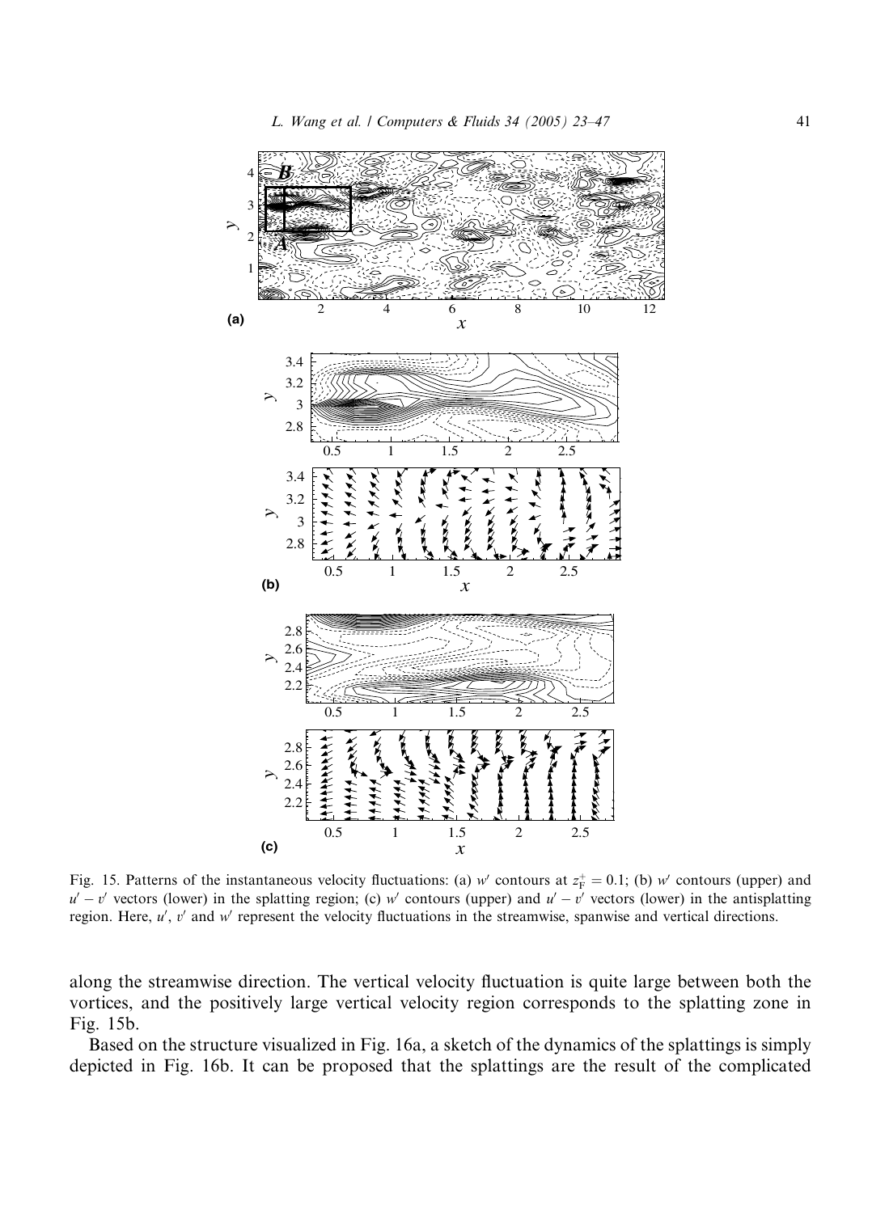Fig. 15. Patterns of the instantaneous velocity fluctuations: (a) $w'$ contours at $z_F^+ = 0.1$; (b) $w'$ contours (upper) and $u' - v'$ vectors (lower) in the splatting region; (c) $w'$ contours (upper) and $u' - v'$ vectors (lower) in the antisplatting region. Here, $u'$, $v'$ and $w'$ represent the velocity fluctuations in the streamwise, spanwise and vertical directions.

along the streamwise direction. The vertical velocity fluctuation is quite large between both the vortices, and the positively large vertical velocity region corresponds to the splatting zone in Fig. 15b.

Based on the structure visualized in Fig. 16a, a sketch of the dynamics of the splattings is simply depicted in Fig. 16b. It can be proposed that the splattings are the result of the complicated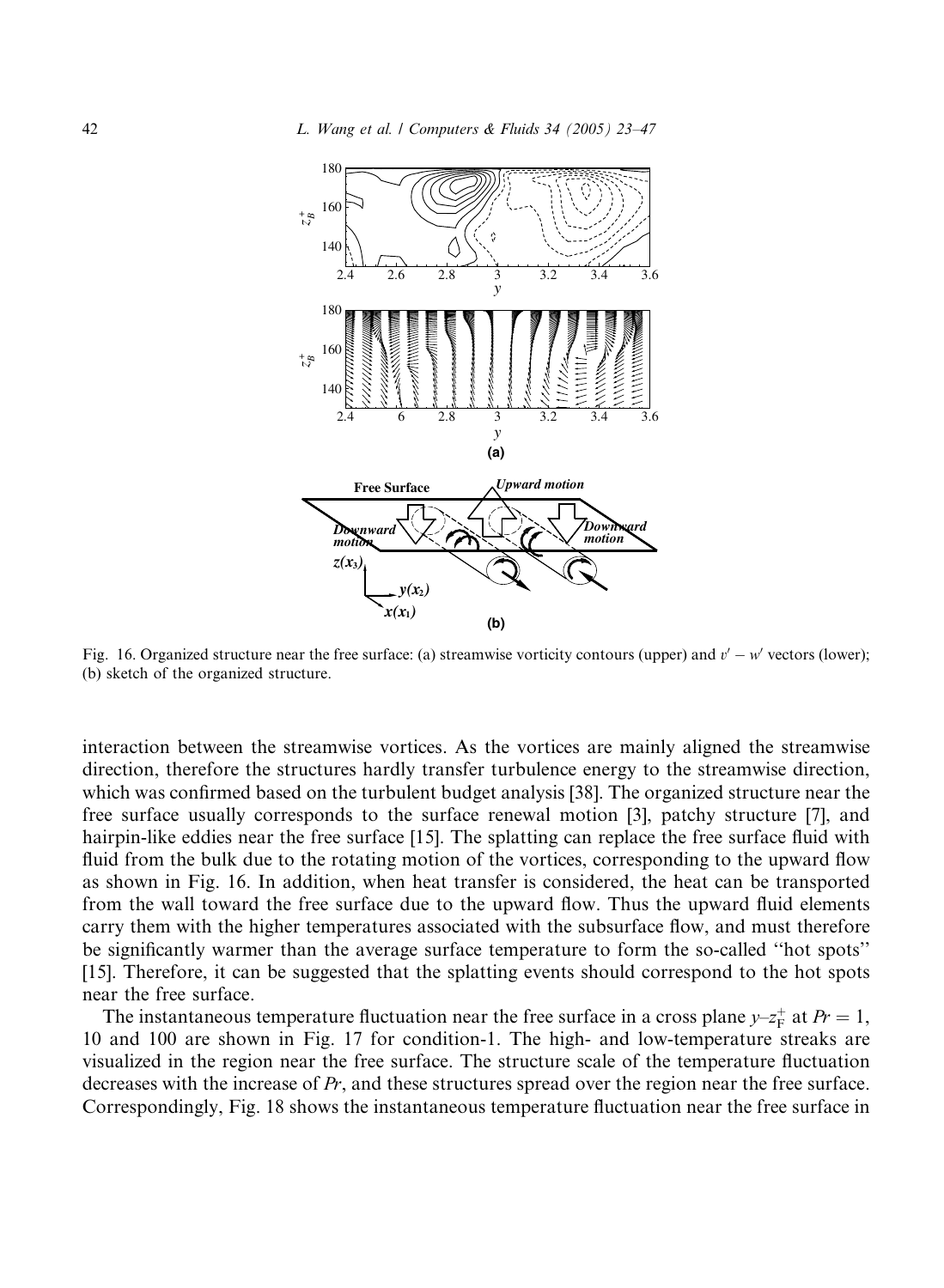Fig. 16. Organized structure near the free surface: (a) streamwise vorticity contours (upper) and $v' - w'$ vectors (lower); (b) sketch of the organized structure.

interaction between the streamwise vortices. As the vortices are mainly aligned the streamwise direction, therefore the structures hardly transfer turbulence energy to the streamwise direction, which was confirmed based on the turbulent budget analysis [38]. The organized structure near the free surface usually corresponds to the surface renewal motion [3], patchy structure [7], and hairpin-like eddies near the free surface [15]. The splatting can replace the free surface fluid with fluid from the bulk due to the rotating motion of the vortices, corresponding to the upward flow as shown in Fig. 16. In addition, when heat transfer is considered, the heat can be transported from the wall toward the free surface due to the upward flow. Thus the upward fluid elements carry them with the higher temperatures associated with the subsurface flow, and must therefore be significantly warmer than the average surface temperature to form the so-called "hot spots" [15]. Therefore, it can be suggested that the splatting events should correspond to the hot spots near the free surface.

The instantaneous temperature fluctuation near the free surface in a cross plane $y$–$z_F^+$ at $Pr = 1$, 10 and 100 are shown in Fig. 17 for condition-1. The high- and low-temperature streaks are visualized in the region near the free surface. The structure scale of the temperature fluctuation decreases with the increase of $Pr$, and these structures spread over the region near the free surface. Correspondingly, Fig. 18 shows the instantaneous temperature fluctuation near the free surface in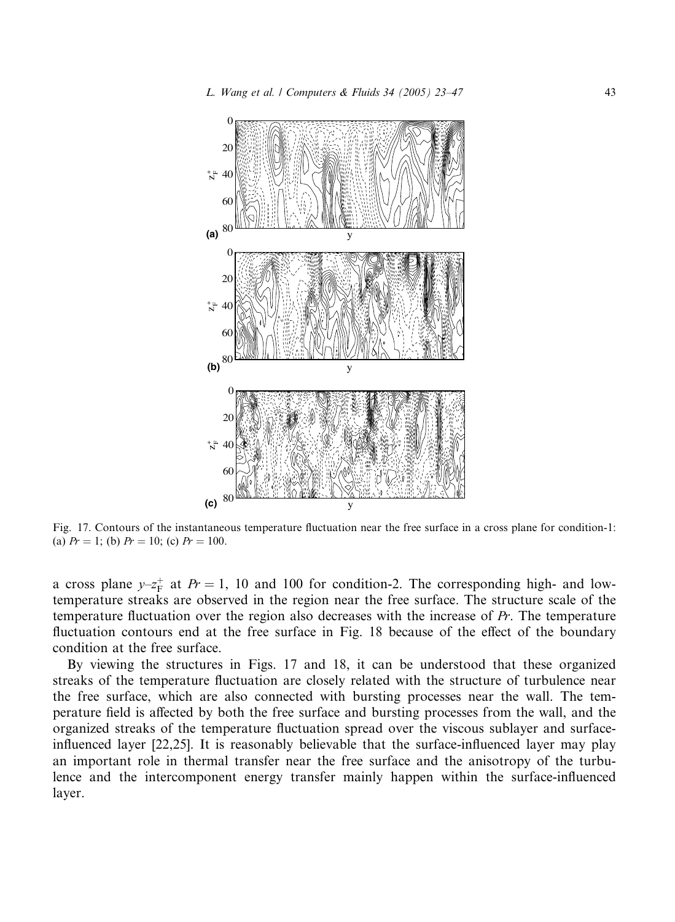Fig. 17. Contours of the instantaneous temperature fluctuation near the free surface in a cross plane for condition-1: (a) $Pr = 1$; (b) $Pr = 10$; (c) $Pr = 100$.

a cross plane $y$–$z_F^+$ at $Pr = 1$, 10 and 100 for condition-2. The corresponding high- and low-temperature streaks are observed in the region near the free surface. The structure scale of the temperature fluctuation over the region also decreases with the increase of $Pr$. The temperature fluctuation contours end at the free surface in Fig. 18 because of the effect of the boundary condition at the free surface.

By viewing the structures in Figs. 17 and 18, it can be understood that these organized streaks of the temperature fluctuation are closely related with the structure of turbulence near the free surface, which are also connected with bursting processes near the wall. The temperature field is affected by both the free surface and bursting processes from the wall, and the organized streaks of the temperature fluctuation spread over the viscous sublayer and surface-influenced layer [22,25]. It is reasonably believable that the surface-influenced layer may play an important role in thermal transfer near the free surface and the anisotropy of the turbulence and the intercomponent energy transfer mainly happen within the surface-influenced layer.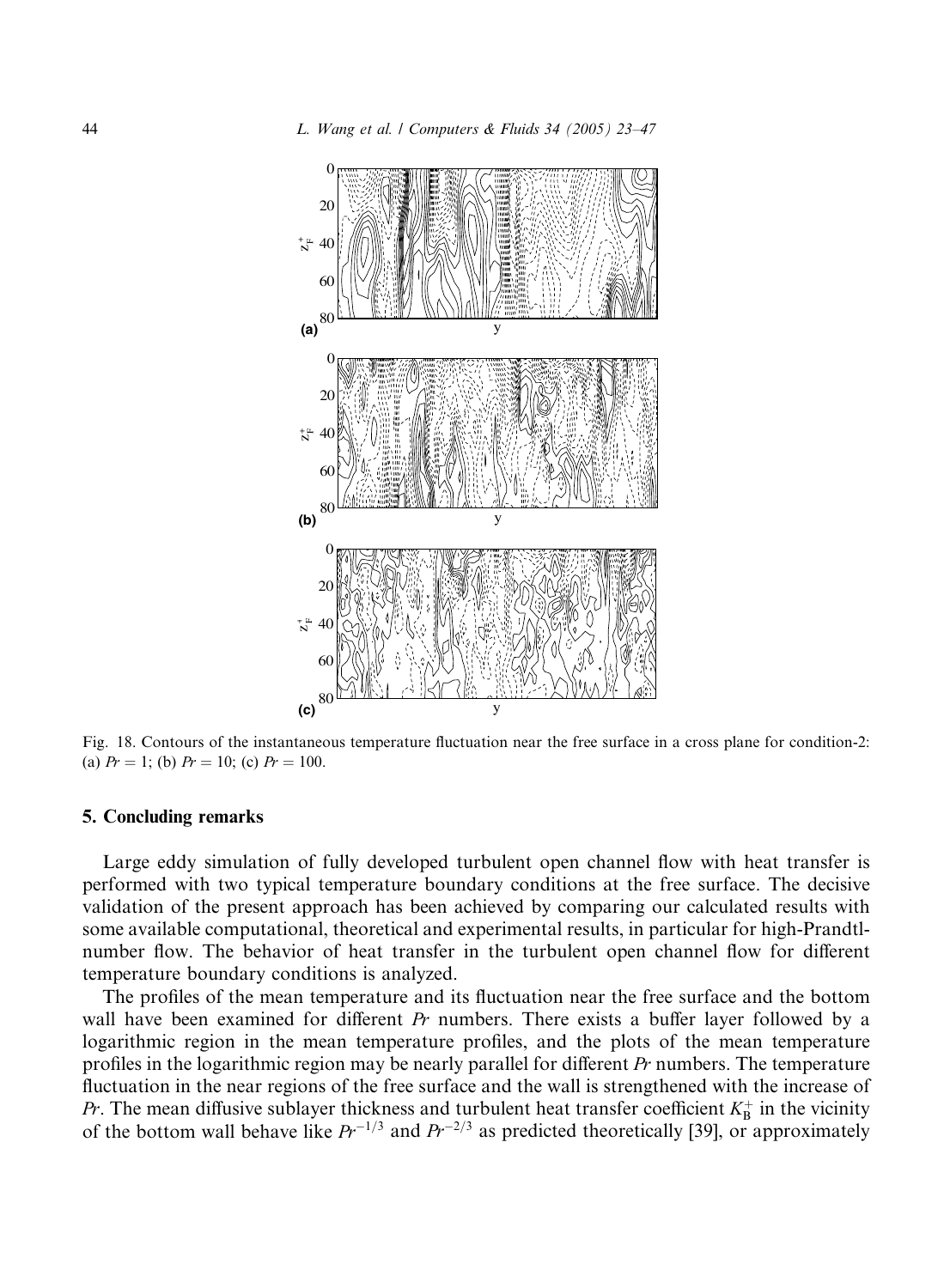Fig. 18. Contours of the instantaneous temperature fluctuation near the free surface in a cross plane for condition-2: (a) $Pr = 1$; (b) $Pr = 10$; (c) $Pr = 100$.

## 5. Concluding remarks

Large eddy simulation of fully developed turbulent open channel flow with heat transfer is performed with two typical temperature boundary conditions at the free surface. The decisive validation of the present approach has been achieved by comparing our calculated results with some available computational, theoretical and experimental results, in particular for high-Prandtl-number flow. The behavior of heat transfer in the turbulent open channel flow for different temperature boundary conditions is analyzed.

The profiles of the mean temperature and its fluctuation near the free surface and the bottom wall have been examined for different $Pr$ numbers. There exists a buffer layer followed by a logarithmic region in the mean temperature profiles, and the plots of the mean temperature profiles in the logarithmic region may be nearly parallel for different $Pr$ numbers. The temperature fluctuation in the near regions of the free surface and the wall is strengthened with the increase of $Pr$. The mean diffusive sublayer thickness and turbulent heat transfer coefficient $K_B^+$ in the vicinity of the bottom wall behave like $Pr^{-1/3}$ and $Pr^{-2/3}$ as predicted theoretically [39], or approximately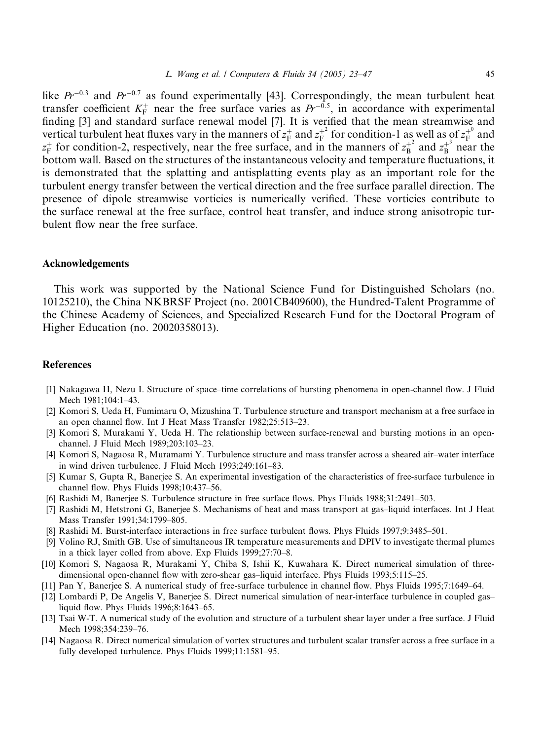like $Pr^{-0.3}$ and $Pr^{-0.7}$ as found experimentally [43]. Correspondingly, the mean turbulent heat transfer coefficient $K_F^+$ near the free surface varies as $Pr^{-0.5}$, in accordance with experimental finding [3] and standard surface renewal model [7]. It is verified that the mean streamwise and vertical turbulent heat fluxes vary in the manners of $z_F^+$ and $z_F^{+^2}$ for condition-1 as well as of $z_F^{+^0}$ and $z_F^+$ for condition-2, respectively, near the free surface, and in the manners of $z_B^{+^2}$ and $z_B^{+^3}$ near the bottom wall. Based on the structures of the instantaneous velocity and temperature fluctuations, it is demonstrated that the splatting and antisplatting events play as an important role for the turbulent energy transfer between the vertical direction and the free surface parallel direction. The presence of dipole streamwise vorticies is numerically verified. These vorticies contribute to the surface renewal at the free surface, control heat transfer, and induce strong anisotropic turbulent flow near the free surface.

## Acknowledgements

This work was supported by the National Science Fund for Distinguished Scholars (no. 10125210), the China NKBRSF Project (no. 2001CB409600), the Hundred-Talent Programme of the Chinese Academy of Sciences, and Specialized Research Fund for the Doctoral Program of Higher Education (no. 20020358013).

## References

[1] Nakagawa H, Nezu I. Structure of space–time correlations of bursting phenomena in open-channel flow. J Fluid Mech 1981;104:1–43.

[2] Komori S, Ueda H, Fumimaru O, Mizushina T. Turbulence structure and transport mechanism at a free surface in an open channel flow. Int J Heat Mass Transfer 1982;25:513–23.

[3] Komori S, Murakami Y, Ueda H. The relationship between surface-renewal and bursting motions in an open-channel. J Fluid Mech 1989;203:103–23.

[4] Komori S, Nagaosa R, Muramami Y. Turbulence structure and mass transfer across a sheared air–water interface in wind driven turbulence. J Fluid Mech 1993;249:161–83.

[5] Kumar S, Gupta R, Banerjee S. An experimental investigation of the characteristics of free-surface turbulence in channel flow. Phys Fluids 1998;10:437–56.

[6] Rashidi M, Banerjee S. Turbulence structure in free surface flows. Phys Fluids 1988;31:2491–503.

[7] Rashidi M, Hetstroni G, Banerjee S. Mechanisms of heat and mass transport at gas–liquid interfaces. Int J Heat Mass Transfer 1991;34:1799–805.

[8] Rashidi M. Burst-interface interactions in free surface turbulent flows. Phys Fluids 1997;9:3485–501.

[9] Volino RJ, Smith GB. Use of simultaneous IR temperature measurements and DPIV to investigate thermal plumes in a thick layer colled from above. Exp Fluids 1999;27:70–8.

[10] Komori S, Nagaosa R, Murakami Y, Chiba S, Ishii K, Kuwahara K. Direct numerical simulation of three-dimensional open-channel flow with zero-shear gas–liquid interface. Phys Fluids 1993;5:115–25.

[11] Pan Y, Banerjee S. A numerical study of free-surface turbulence in channel flow. Phys Fluids 1995;7:1649–64.

[12] Lombardi P, De Angelis V, Banerjee S. Direct numerical simulation of near-interface turbulence in coupled gas–liquid flow. Phys Fluids 1996;8:1643–65.

[13] Tsai W-T. A numerical study of the evolution and structure of a turbulent shear layer under a free surface. J Fluid Mech 1998;354:239–76.

[14] Nagaosa R. Direct numerical simulation of vortex structures and turbulent scalar transfer across a free surface in a fully developed turbulence. Phys Fluids 1999;11:1581–95.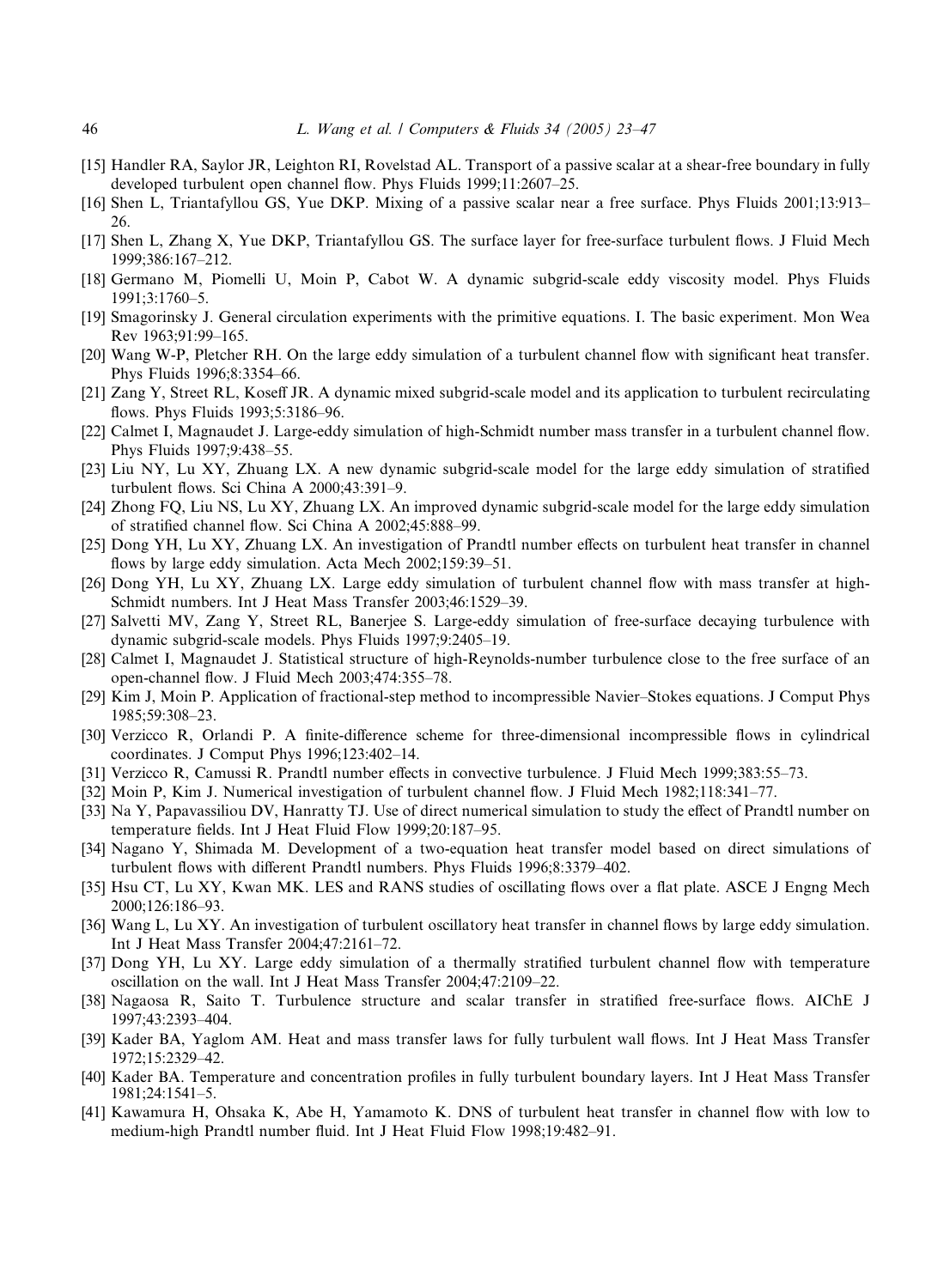[15] Handler RA, Saylor JR, Leighton RI, Rovelstad AL. Transport of a passive scalar at a shear-free boundary in fully developed turbulent open channel flow. Phys Fluids 1999;11:2607–25.

[16] Shen L, Triantafyllou GS, Yue DKP. Mixing of a passive scalar near a free surface. Phys Fluids 2001;13:913–26.

[17] Shen L, Zhang X, Yue DKP, Triantafyllou GS. The surface layer for free-surface turbulent flows. J Fluid Mech 1999;386:167–212.

[18] Germano M, Piomelli U, Moin P, Cabot W. A dynamic subgrid-scale eddy viscosity model. Phys Fluids 1991;3:1760–5.

[19] Smagorinsky J. General circulation experiments with the primitive equations. I. The basic experiment. Mon Wea Rev 1963;91:99–165.

[20] Wang W-P, Pletcher RH. On the large eddy simulation of a turbulent channel flow with significant heat transfer. Phys Fluids 1996;8:3354–66.

[21] Zang Y, Street RL, Koseff JR. A dynamic mixed subgrid-scale model and its application to turbulent recirculating flows. Phys Fluids 1993;5:3186–96.

[22] Calmet I, Magnaudet J. Large-eddy simulation of high-Schmidt number mass transfer in a turbulent channel flow. Phys Fluids 1997;9:438–55.

[23] Liu NY, Lu XY, Zhuang LX. A new dynamic subgrid-scale model for the large eddy simulation of stratified turbulent flows. Sci China A 2000;43:391–9.

[24] Zhong FQ, Liu NS, Lu XY, Zhuang LX. An improved dynamic subgrid-scale model for the large eddy simulation of stratified channel flow. Sci China A 2002;45:888–99.

[25] Dong YH, Lu XY, Zhuang LX. An investigation of Prandtl number effects on turbulent heat transfer in channel flows by large eddy simulation. Acta Mech 2002;159:39–51.

[26] Dong YH, Lu XY, Zhuang LX. Large eddy simulation of turbulent channel flow with mass transfer at high-Schmidt numbers. Int J Heat Mass Transfer 2003;46:1529–39.

[27] Salvetti MV, Zang Y, Street RL, Banerjee S. Large-eddy simulation of free-surface decaying turbulence with dynamic subgrid-scale models. Phys Fluids 1997;9:2405–19.

[28] Calmet I, Magnaudet J. Statistical structure of high-Reynolds-number turbulence close to the free surface of an open-channel flow. J Fluid Mech 2003;474:355–78.

[29] Kim J, Moin P. Application of fractional-step method to incompressible Navier–Stokes equations. J Comput Phys 1985;59:308–23.

[30] Verzicco R, Orlandi P. A finite-difference scheme for three-dimensional incompressible flows in cylindrical coordinates. J Comput Phys 1996;123:402–14.

[31] Verzicco R, Camussi R. Prandtl number effects in convective turbulence. J Fluid Mech 1999;383:55–73.

[32] Moin P, Kim J. Numerical investigation of turbulent channel flow. J Fluid Mech 1982;118:341–77.

[33] Na Y, Papavassiliou DV, Hanratty TJ. Use of direct numerical simulation to study the effect of Prandtl number on temperature fields. Int J Heat Fluid Flow 1999;20:187–95.

[34] Nagano Y, Shimada M. Development of a two-equation heat transfer model based on direct simulations of turbulent flows with different Prandtl numbers. Phys Fluids 1996;8:3379–402.

[35] Hsu CT, Lu XY, Kwan MK. LES and RANS studies of oscillating flows over a flat plate. ASCE J Engng Mech 2000;126:186–93.

[36] Wang L, Lu XY. An investigation of turbulent oscillatory heat transfer in channel flows by large eddy simulation. Int J Heat Mass Transfer 2004;47:2161–72.

[37] Dong YH, Lu XY. Large eddy simulation of a thermally stratified turbulent channel flow with temperature oscillation on the wall. Int J Heat Mass Transfer 2004;47:2109–22.

[38] Nagaosa R, Saito T. Turbulence structure and scalar transfer in stratified free-surface flows. AIChE J 1997;43:2393–404.

[39] Kader BA, Yaglom AM. Heat and mass transfer laws for fully turbulent wall flows. Int J Heat Mass Transfer 1972;15:2329–42.

[40] Kader BA. Temperature and concentration profiles in fully turbulent boundary layers. Int J Heat Mass Transfer 1981;24:1541–5.

[41] Kawamura H, Ohsaka K, Abe H, Yamamoto K. DNS of turbulent heat transfer in channel flow with low to medium-high Prandtl number fluid. Int J Heat Fluid Flow 1998;19:482–91.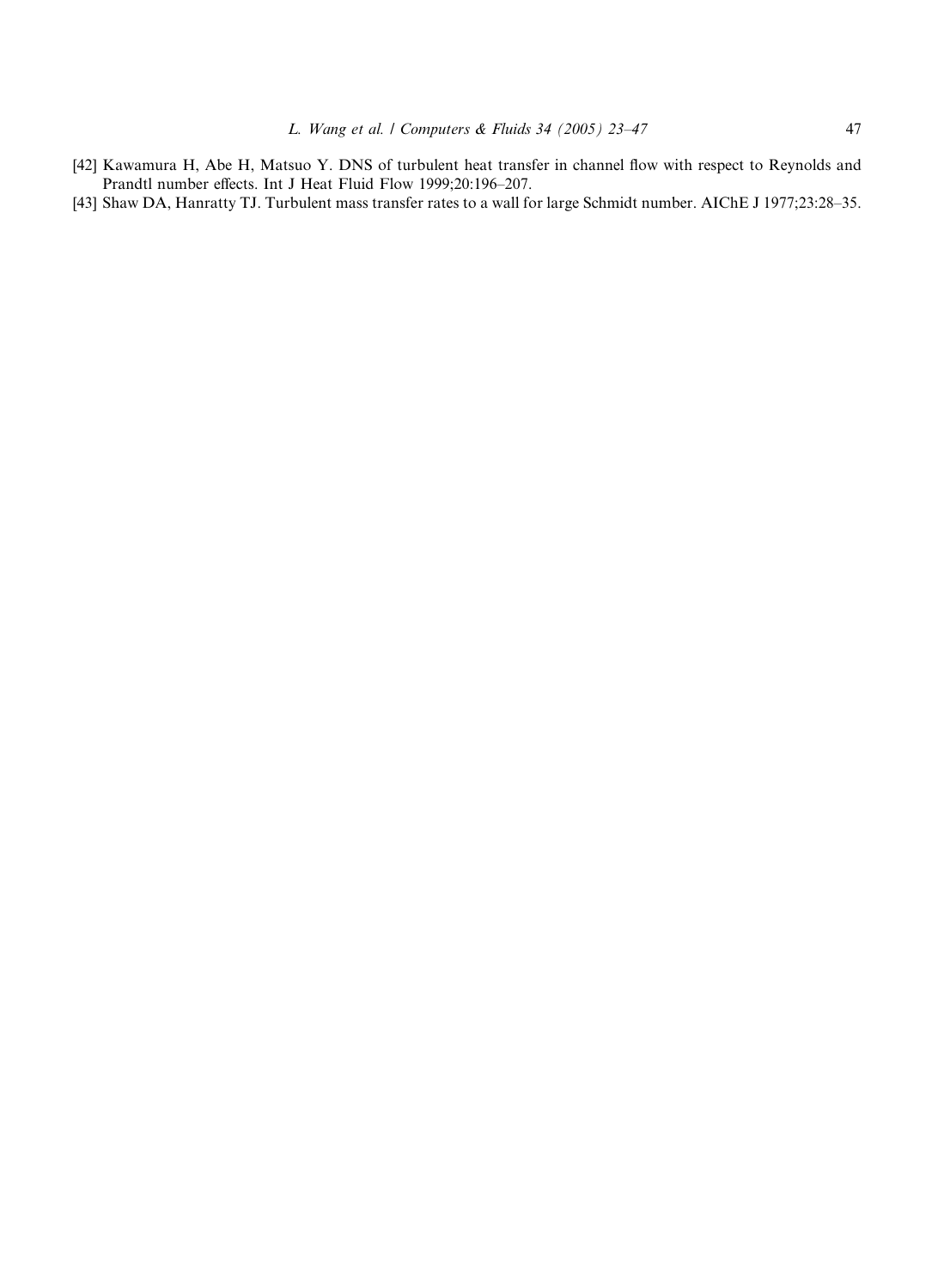[42] Kawamura H, Abe H, Matsuo Y. DNS of turbulent heat transfer in channel flow with respect to Reynolds and Prandtl number effects. Int J Heat Fluid Flow 1999;20:196–207.

[43] Shaw DA, Hanratty TJ. Turbulent mass transfer rates to a wall for large Schmidt number. AIChE J 1977;23:28–35.